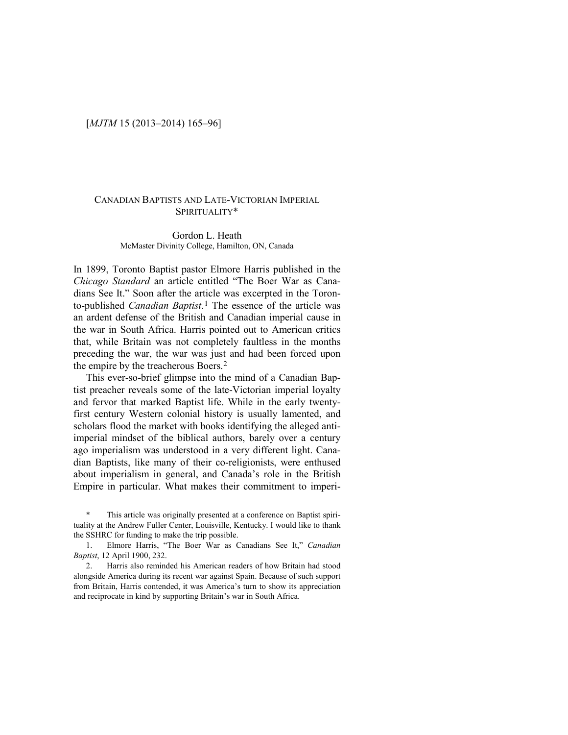[*MJTM* 15 (2013–2014) 165–96]

# CANADIAN BAPTISTS AND LATE-VICTORIAN IMPERIAL SPIRITUALITY*

Gordon L. Heath
McMaster Divinity College, Hamilton, ON, Canada

In 1899, Toronto Baptist pastor Elmore Harris published in the *Chicago Standard* an article entitled "The Boer War as Canadians See It." Soon after the article was excerpted in the Toronto-published *Canadian Baptist*.[1] The essence of the article was an ardent defense of the British and Canadian imperial cause in the war in South Africa. Harris pointed out to American critics that, while Britain was not completely faultless in the months preceding the war, the war was just and had been forced upon the empire by the treacherous Boers.[2]

This ever-so-brief glimpse into the mind of a Canadian Baptist preacher reveals some of the late-Victorian imperial loyalty and fervor that marked Baptist life. While in the early twenty-first century Western colonial history is usually lamented, and scholars flood the market with books identifying the alleged anti-imperial mindset of the biblical authors, barely over a century ago imperialism was understood in a very different light. Canadian Baptists, like many of their co-religionists, were enthused about imperialism in general, and Canada's role in the British Empire in particular. What makes their commitment to imperi-

\* This article was originally presented at a conference on Baptist spirituality at the Andrew Fuller Center, Louisville, Kentucky. I would like to thank the SSHRC for funding to make the trip possible.

1. Elmore Harris, "The Boer War as Canadians See It," *Canadian Baptist*, 12 April 1900, 232.

2. Harris also reminded his American readers of how Britain had stood alongside America during its recent war against Spain. Because of such support from Britain, Harris contended, it was America's turn to show its appreciation and reciprocate in kind by supporting Britain's war in South Africa.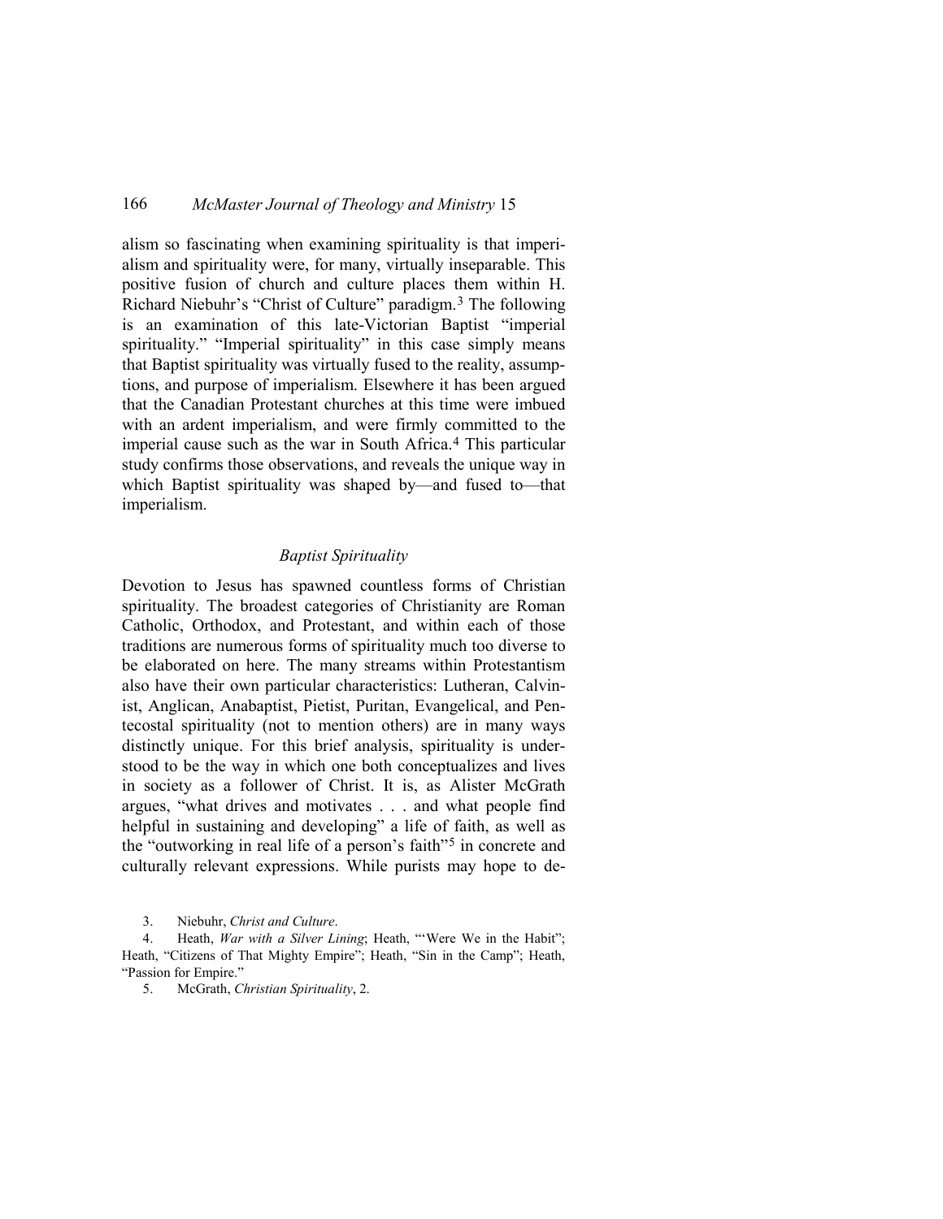alism so fascinating when examining spirituality is that imperialism and spirituality were, for many, virtually inseparable. This positive fusion of church and culture places them within H. Richard Niebuhr's "Christ of Culture" paradigm.[3] The following is an examination of this late-Victorian Baptist "imperial spirituality." "Imperial spirituality" in this case simply means that Baptist spirituality was virtually fused to the reality, assumptions, and purpose of imperialism. Elsewhere it has been argued that the Canadian Protestant churches at this time were imbued with an ardent imperialism, and were firmly committed to the imperial cause such as the war in South Africa.[4] This particular study confirms those observations, and reveals the unique way in which Baptist spirituality was shaped by—and fused to—that imperialism.

### *Baptist Spirituality*

Devotion to Jesus has spawned countless forms of Christian spirituality. The broadest categories of Christianity are Roman Catholic, Orthodox, and Protestant, and within each of those traditions are numerous forms of spirituality much too diverse to be elaborated on here. The many streams within Protestantism also have their own particular characteristics: Lutheran, Calvinist, Anglican, Anabaptist, Pietist, Puritan, Evangelical, and Pentecostal spirituality (not to mention others) are in many ways distinctly unique. For this brief analysis, spirituality is understood to be the way in which one both conceptualizes and lives in society as a follower of Christ. It is, as Alister McGrath argues, "what drives and motivates . . . and what people find helpful in sustaining and developing" a life of faith, as well as the "outworking in real life of a person's faith"[5] in concrete and culturally relevant expressions. While purists may hope to de-

3. Niebuhr, *Christ and Culture*.

4. Heath, *War with a Silver Lining*; Heath, "'Were We in the Habit"; Heath, "Citizens of That Mighty Empire"; Heath, "Sin in the Camp"; Heath, "Passion for Empire."

5. McGrath, *Christian Spirituality*, 2.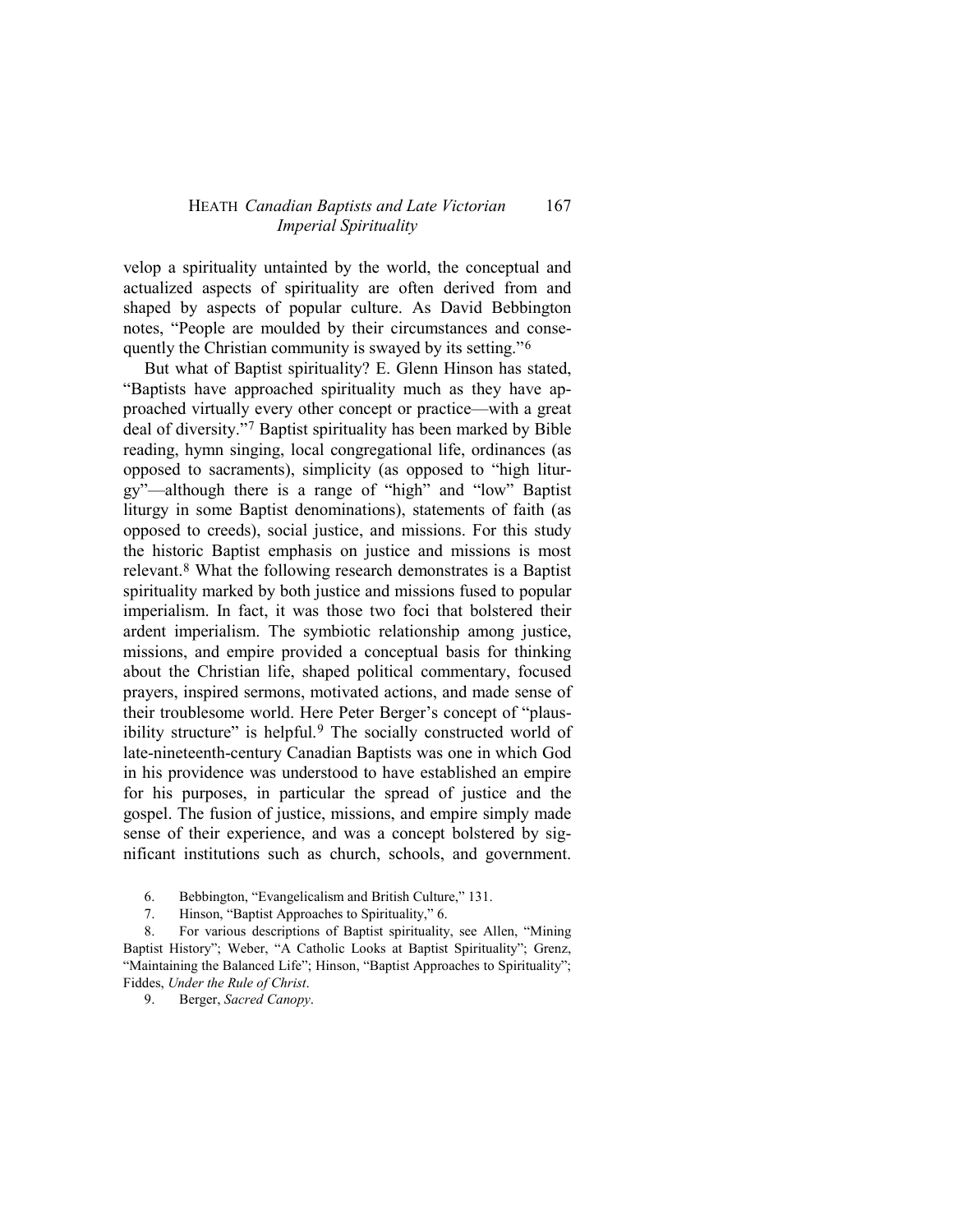velop a spirituality untainted by the world, the conceptual and actualized aspects of spirituality are often derived from and shaped by aspects of popular culture. As David Bebbington notes, "People are moulded by their circumstances and consequently the Christian community is swayed by its setting."[6]

But what of Baptist spirituality? E. Glenn Hinson has stated, "Baptists have approached spirituality much as they have approached virtually every other concept or practice—with a great deal of diversity."[7] Baptist spirituality has been marked by Bible reading, hymn singing, local congregational life, ordinances (as opposed to sacraments), simplicity (as opposed to "high liturgy"—although there is a range of "high" and "low" Baptist liturgy in some Baptist denominations), statements of faith (as opposed to creeds), social justice, and missions. For this study the historic Baptist emphasis on justice and missions is most relevant.[8] What the following research demonstrates is a Baptist spirituality marked by both justice and missions fused to popular imperialism. In fact, it was those two foci that bolstered their ardent imperialism. The symbiotic relationship among justice, missions, and empire provided a conceptual basis for thinking about the Christian life, shaped political commentary, focused prayers, inspired sermons, motivated actions, and made sense of their troublesome world. Here Peter Berger's concept of "plausibility structure" is helpful.[9] The socially constructed world of late-nineteenth-century Canadian Baptists was one in which God in his providence was understood to have established an empire for his purposes, in particular the spread of justice and the gospel. The fusion of justice, missions, and empire simply made sense of their experience, and was a concept bolstered by significant institutions such as church, schools, and government.

6. Bebbington, "Evangelicalism and British Culture," 131.

7. Hinson, "Baptist Approaches to Spirituality," 6.

8. For various descriptions of Baptist spirituality, see Allen, "Mining Baptist History"; Weber, "A Catholic Looks at Baptist Spirituality"; Grenz, "Maintaining the Balanced Life"; Hinson, "Baptist Approaches to Spirituality"; Fiddes, *Under the Rule of Christ*.

9. Berger, *Sacred Canopy*.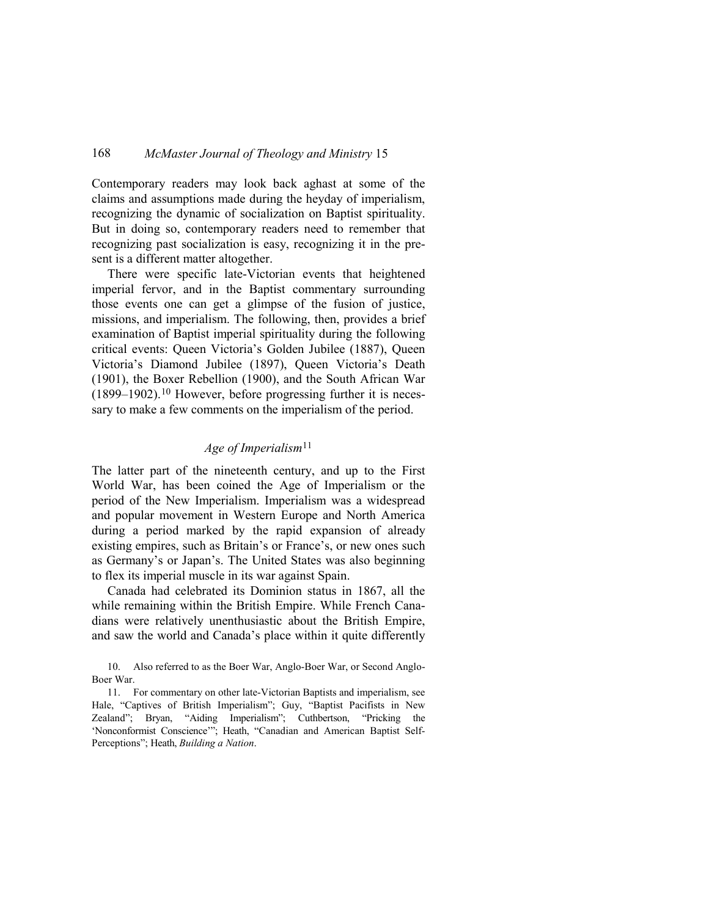Contemporary readers may look back aghast at some of the claims and assumptions made during the heyday of imperialism, recognizing the dynamic of socialization on Baptist spirituality. But in doing so, contemporary readers need to remember that recognizing past socialization is easy, recognizing it in the present is a different matter altogether.

There were specific late-Victorian events that heightened imperial fervor, and in the Baptist commentary surrounding those events one can get a glimpse of the fusion of justice, missions, and imperialism. The following, then, provides a brief examination of Baptist imperial spirituality during the following critical events: Queen Victoria's Golden Jubilee (1887), Queen Victoria's Diamond Jubilee (1897), Queen Victoria's Death (1901), the Boxer Rebellion (1900), and the South African War (1899–1902).[10] However, before progressing further it is necessary to make a few comments on the imperialism of the period.

## *Age of Imperialism*[11]

The latter part of the nineteenth century, and up to the First World War, has been coined the Age of Imperialism or the period of the New Imperialism. Imperialism was a widespread and popular movement in Western Europe and North America during a period marked by the rapid expansion of already existing empires, such as Britain's or France's, or new ones such as Germany's or Japan's. The United States was also beginning to flex its imperial muscle in its war against Spain.

Canada had celebrated its Dominion status in 1867, all the while remaining within the British Empire. While French Canadians were relatively unenthusiastic about the British Empire, and saw the world and Canada's place within it quite differently

10. Also referred to as the Boer War, Anglo-Boer War, or Second Anglo-Boer War.

11. For commentary on other late-Victorian Baptists and imperialism, see Hale, "Captives of British Imperialism"; Guy, "Baptist Pacifists in New Zealand"; Bryan, "Aiding Imperialism"; Cuthbertson, "Pricking the 'Nonconformist Conscience'"; Heath, "Canadian and American Baptist Self-Perceptions"; Heath, *Building a Nation*.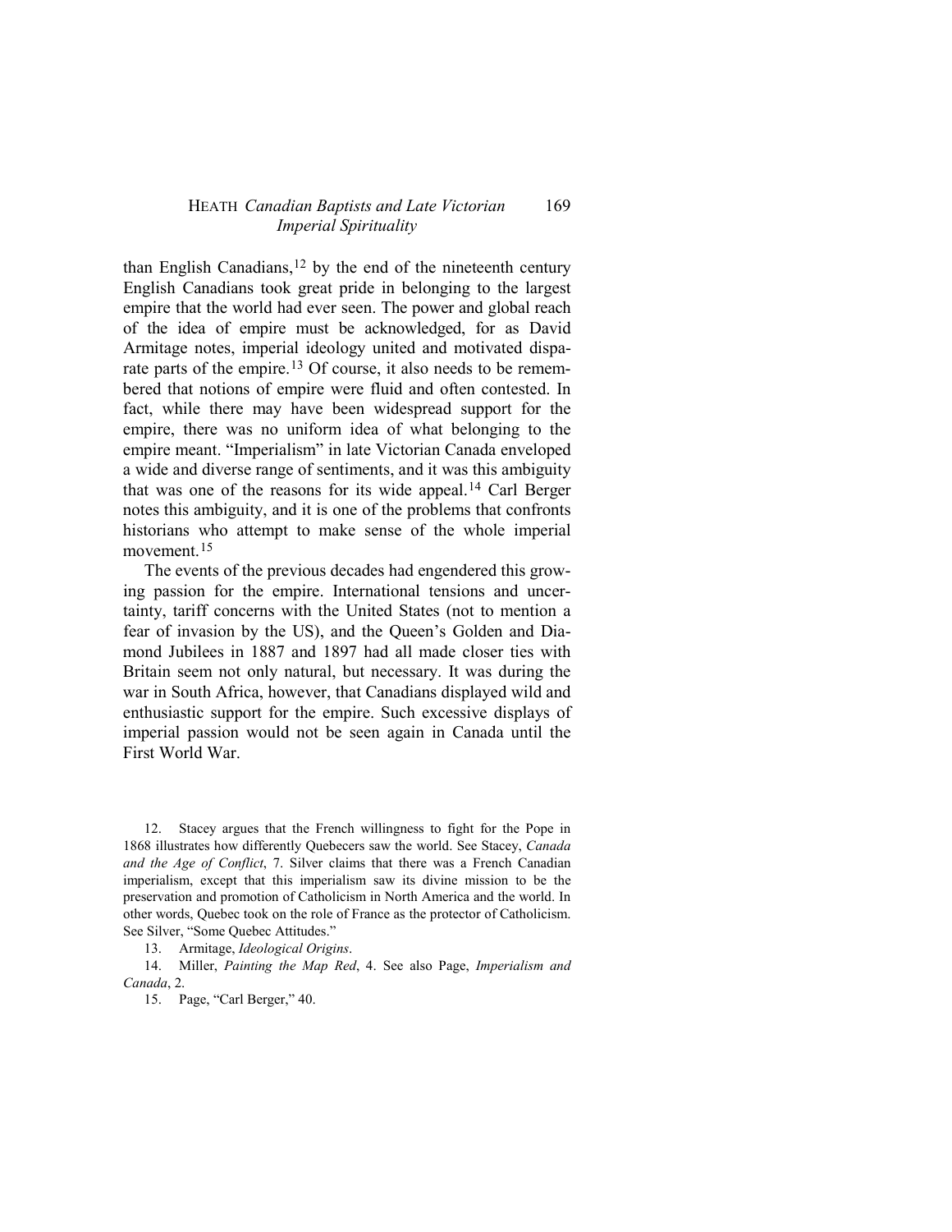than English Canadians,[12] by the end of the nineteenth century English Canadians took great pride in belonging to the largest empire that the world had ever seen. The power and global reach of the idea of empire must be acknowledged, for as David Armitage notes, imperial ideology united and motivated disparate parts of the empire.[13] Of course, it also needs to be remembered that notions of empire were fluid and often contested. In fact, while there may have been widespread support for the empire, there was no uniform idea of what belonging to the empire meant. "Imperialism" in late Victorian Canada enveloped a wide and diverse range of sentiments, and it was this ambiguity that was one of the reasons for its wide appeal.[14] Carl Berger notes this ambiguity, and it is one of the problems that confronts historians who attempt to make sense of the whole imperial movement.[15]

The events of the previous decades had engendered this growing passion for the empire. International tensions and uncertainty, tariff concerns with the United States (not to mention a fear of invasion by the US), and the Queen's Golden and Diamond Jubilees in 1887 and 1897 had all made closer ties with Britain seem not only natural, but necessary. It was during the war in South Africa, however, that Canadians displayed wild and enthusiastic support for the empire. Such excessive displays of imperial passion would not be seen again in Canada until the First World War.

12. Stacey argues that the French willingness to fight for the Pope in 1868 illustrates how differently Quebecers saw the world. See Stacey, *Canada and the Age of Conflict*, 7. Silver claims that there was a French Canadian imperialism, except that this imperialism saw its divine mission to be the preservation and promotion of Catholicism in North America and the world. In other words, Quebec took on the role of France as the protector of Catholicism. See Silver, "Some Quebec Attitudes."

13. Armitage, *Ideological Origins*.

14. Miller, *Painting the Map Red*, 4. See also Page, *Imperialism and Canada*, 2.

15. Page, "Carl Berger," 40.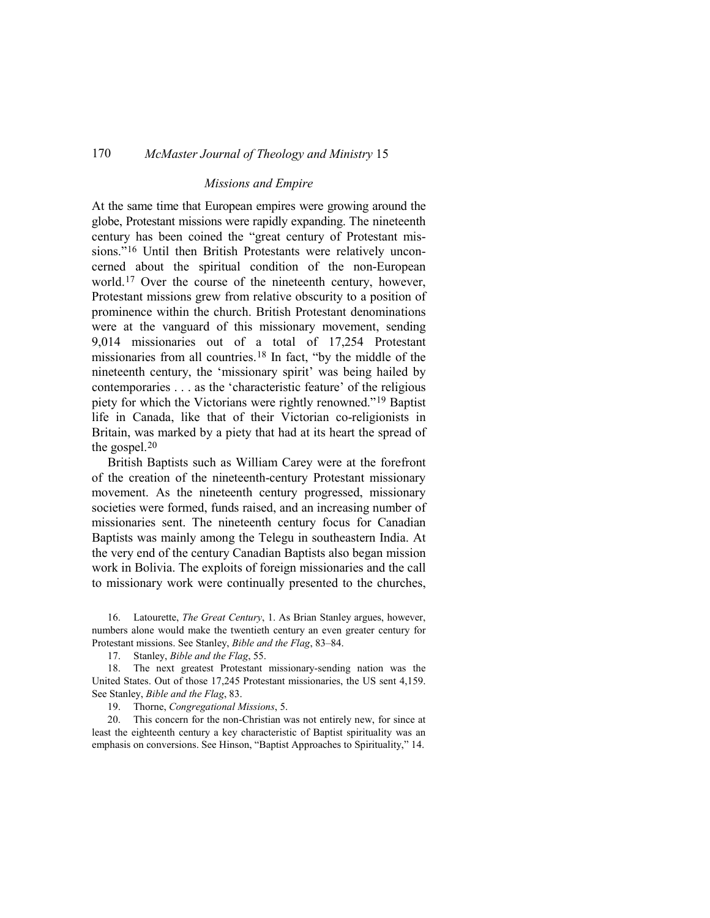### *Missions and Empire*

At the same time that European empires were growing around the globe, Protestant missions were rapidly expanding. The nineteenth century has been coined the "great century of Protestant missions."[16] Until then British Protestants were relatively unconcerned about the spiritual condition of the non-European world.[17] Over the course of the nineteenth century, however, Protestant missions grew from relative obscurity to a position of prominence within the church. British Protestant denominations were at the vanguard of this missionary movement, sending 9,014 missionaries out of a total of 17,254 Protestant missionaries from all countries.[18] In fact, "by the middle of the nineteenth century, the 'missionary spirit' was being hailed by contemporaries . . . as the 'characteristic feature' of the religious piety for which the Victorians were rightly renowned."[19] Baptist life in Canada, like that of their Victorian co-religionists in Britain, was marked by a piety that had at its heart the spread of the gospel.[20]

British Baptists such as William Carey were at the forefront of the creation of the nineteenth-century Protestant missionary movement. As the nineteenth century progressed, missionary societies were formed, funds raised, and an increasing number of missionaries sent. The nineteenth century focus for Canadian Baptists was mainly among the Telegu in southeastern India. At the very end of the century Canadian Baptists also began mission work in Bolivia. The exploits of foreign missionaries and the call to missionary work were continually presented to the churches,

16. Latourette, *The Great Century*, 1. As Brian Stanley argues, however, numbers alone would make the twentieth century an even greater century for Protestant missions. See Stanley, *Bible and the Flag*, 83–84.

17. Stanley, *Bible and the Flag*, 55.

18. The next greatest Protestant missionary-sending nation was the United States. Out of those 17,245 Protestant missionaries, the US sent 4,159. See Stanley, *Bible and the Flag*, 83.

19. Thorne, *Congregational Missions*, 5.

20. This concern for the non-Christian was not entirely new, for since at least the eighteenth century a key characteristic of Baptist spirituality was an emphasis on conversions. See Hinson, "Baptist Approaches to Spirituality," 14.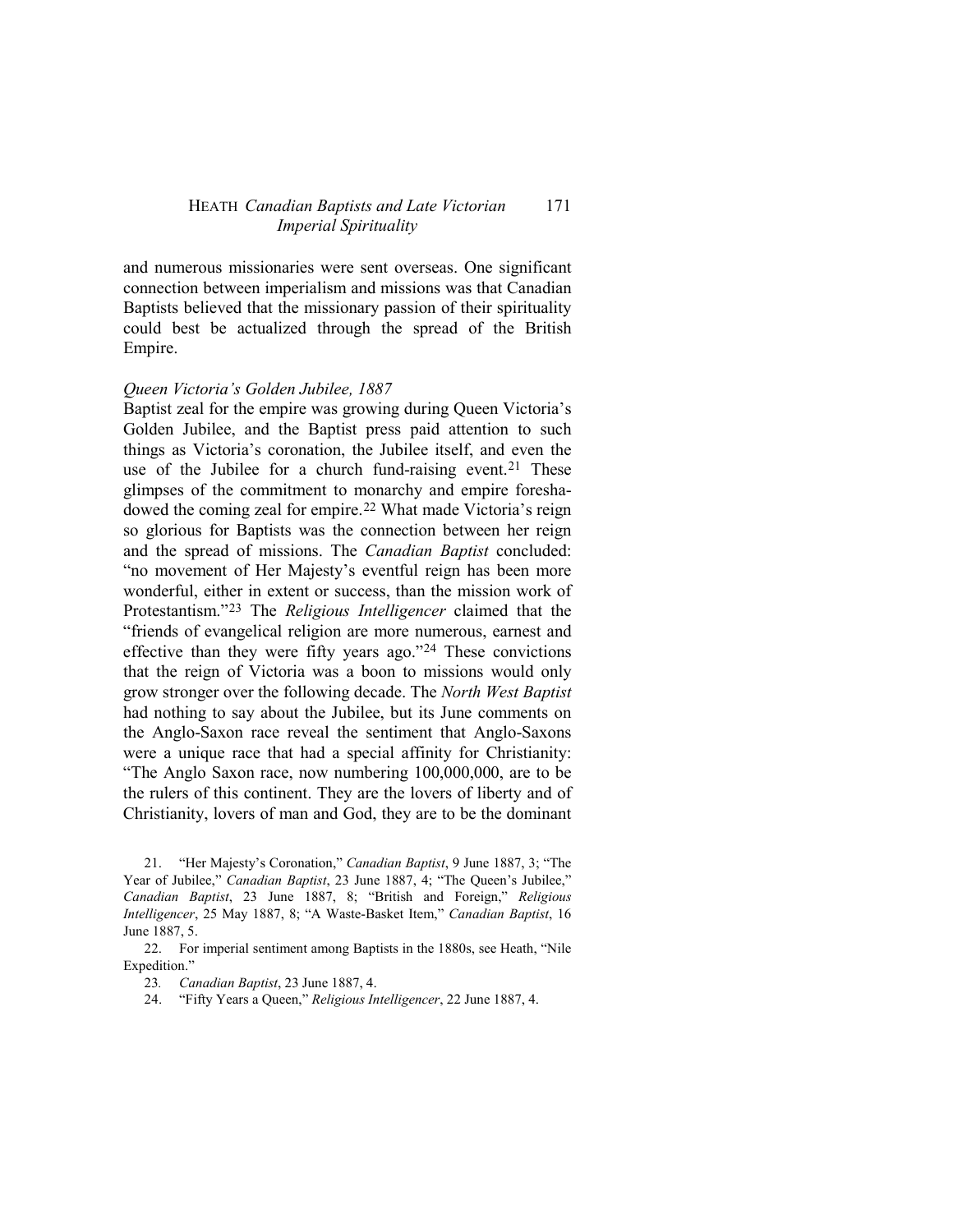and numerous missionaries were sent overseas. One significant connection between imperialism and missions was that Canadian Baptists believed that the missionary passion of their spirituality could best be actualized through the spread of the British Empire.

### *Queen Victoria's Golden Jubilee, 1887*

Baptist zeal for the empire was growing during Queen Victoria's Golden Jubilee, and the Baptist press paid attention to such things as Victoria's coronation, the Jubilee itself, and even the use of the Jubilee for a church fund-raising event.[21] These glimpses of the commitment to monarchy and empire foreshadowed the coming zeal for empire.[22] What made Victoria's reign so glorious for Baptists was the connection between her reign and the spread of missions. The *Canadian Baptist* concluded: "no movement of Her Majesty's eventful reign has been more wonderful, either in extent or success, than the mission work of Protestantism."[23] The *Religious Intelligencer* claimed that the "friends of evangelical religion are more numerous, earnest and effective than they were fifty years ago."[24] These convictions that the reign of Victoria was a boon to missions would only grow stronger over the following decade. The *North West Baptist* had nothing to say about the Jubilee, but its June comments on the Anglo-Saxon race reveal the sentiment that Anglo-Saxons were a unique race that had a special affinity for Christianity: "The Anglo Saxon race, now numbering 100,000,000, are to be the rulers of this continent. They are the lovers of liberty and of Christianity, lovers of man and God, they are to be the dominant

21. "Her Majesty's Coronation," *Canadian Baptist*, 9 June 1887, 3; "The Year of Jubilee," *Canadian Baptist*, 23 June 1887, 4; "The Queen's Jubilee," *Canadian Baptist*, 23 June 1887, 8; "British and Foreign," *Religious Intelligencer*, 25 May 1887, 8; "A Waste-Basket Item," *Canadian Baptist*, 16 June 1887, 5.

22. For imperial sentiment among Baptists in the 1880s, see Heath, "Nile Expedition."

23. *Canadian Baptist*, 23 June 1887, 4.

24. "Fifty Years a Queen," *Religious Intelligencer*, 22 June 1887, 4.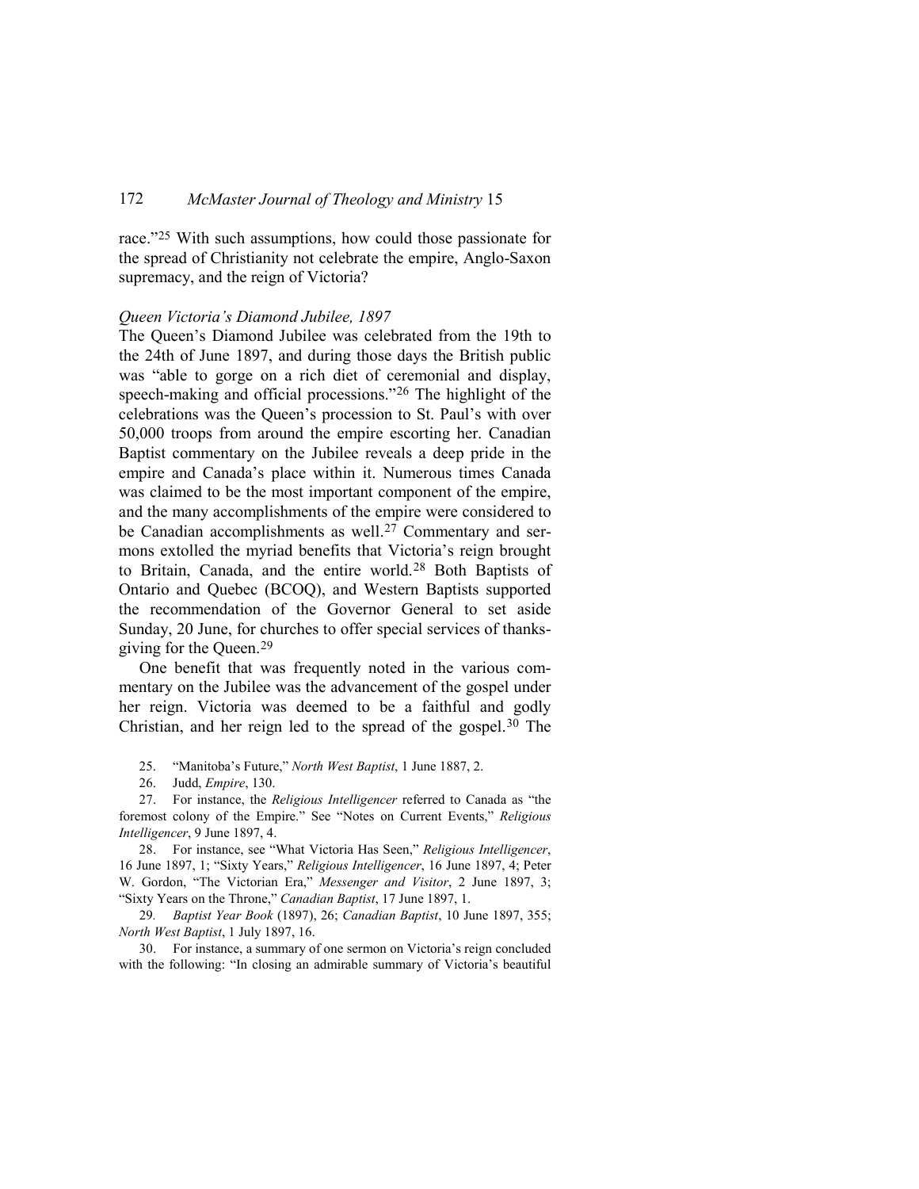race."[25] With such assumptions, how could those passionate for the spread of Christianity not celebrate the empire, Anglo-Saxon supremacy, and the reign of Victoria?

*Queen Victoria's Diamond Jubilee, 1897*

The Queen's Diamond Jubilee was celebrated from the 19th to the 24th of June 1897, and during those days the British public was "able to gorge on a rich diet of ceremonial and display, speech-making and official processions."[26] The highlight of the celebrations was the Queen's procession to St. Paul's with over 50,000 troops from around the empire escorting her. Canadian Baptist commentary on the Jubilee reveals a deep pride in the empire and Canada's place within it. Numerous times Canada was claimed to be the most important component of the empire, and the many accomplishments of the empire were considered to be Canadian accomplishments as well.[27] Commentary and sermons extolled the myriad benefits that Victoria's reign brought to Britain, Canada, and the entire world.[28] Both Baptists of Ontario and Quebec (BCOQ), and Western Baptists supported the recommendation of the Governor General to set aside Sunday, 20 June, for churches to offer special services of thanksgiving for the Queen.[29]

One benefit that was frequently noted in the various commentary on the Jubilee was the advancement of the gospel under her reign. Victoria was deemed to be a faithful and godly Christian, and her reign led to the spread of the gospel.[30] The

25. "Manitoba's Future," *North West Baptist*, 1 June 1887, 2.

26. Judd, *Empire*, 130.

27. For instance, the *Religious Intelligencer* referred to Canada as "the foremost colony of the Empire." See "Notes on Current Events," *Religious Intelligencer*, 9 June 1897, 4.

28. For instance, see "What Victoria Has Seen," *Religious Intelligencer*, 16 June 1897, 1; "Sixty Years," *Religious Intelligencer*, 16 June 1897, 4; Peter W. Gordon, "The Victorian Era," *Messenger and Visitor*, 2 June 1897, 3; "Sixty Years on the Throne," *Canadian Baptist*, 17 June 1897, 1.

29. *Baptist Year Book* (1897), 26; *Canadian Baptist*, 10 June 1897, 355; *North West Baptist*, 1 July 1897, 16.

30. For instance, a summary of one sermon on Victoria's reign concluded with the following: "In closing an admirable summary of Victoria's beautiful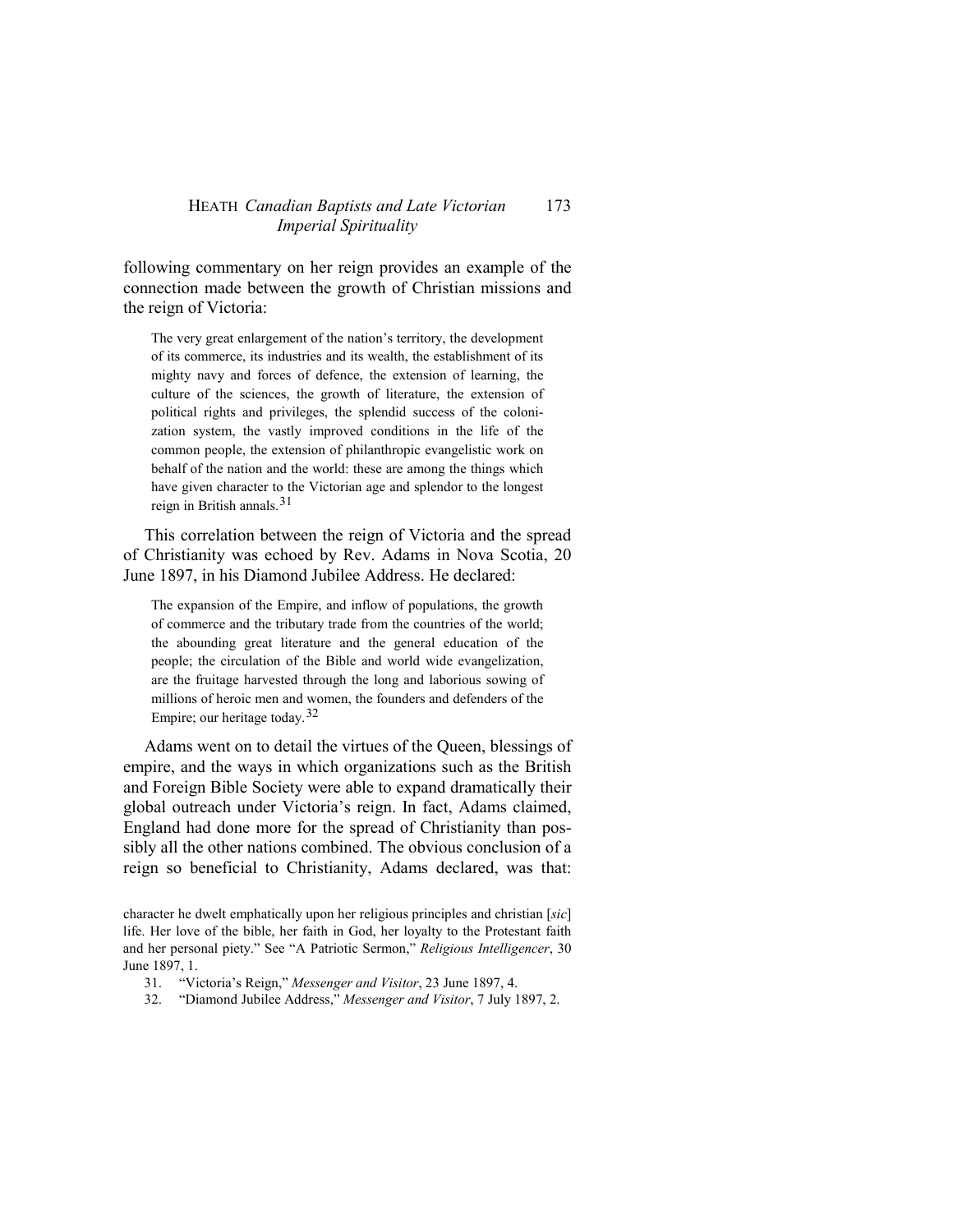following commentary on her reign provides an example of the connection made between the growth of Christian missions and the reign of Victoria:

> The very great enlargement of the nation's territory, the development of its commerce, its industries and its wealth, the establishment of its mighty navy and forces of defence, the extension of learning, the culture of the sciences, the growth of literature, the extension of political rights and privileges, the splendid success of the colonization system, the vastly improved conditions in the life of the common people, the extension of philanthropic evangelistic work on behalf of the nation and the world: these are among the things which have given character to the Victorian age and splendor to the longest reign in British annals.[31]

This correlation between the reign of Victoria and the spread of Christianity was echoed by Rev. Adams in Nova Scotia, 20 June 1897, in his Diamond Jubilee Address. He declared:

> The expansion of the Empire, and inflow of populations, the growth of commerce and the tributary trade from the countries of the world; the abounding great literature and the general education of the people; the circulation of the Bible and world wide evangelization, are the fruitage harvested through the long and laborious sowing of millions of heroic men and women, the founders and defenders of the Empire; our heritage today.[32]

Adams went on to detail the virtues of the Queen, blessings of empire, and the ways in which organizations such as the British and Foreign Bible Society were able to expand dramatically their global outreach under Victoria's reign. In fact, Adams claimed, England had done more for the spread of Christianity than possibly all the other nations combined. The obvious conclusion of a reign so beneficial to Christianity, Adams declared, was that:

character he dwelt emphatically upon her religious principles and christian [*sic*] life. Her love of the bible, her faith in God, her loyalty to the Protestant faith and her personal piety." See "A Patriotic Sermon," *Religious Intelligencer*, 30 June 1897, 1.

31. "Victoria's Reign," *Messenger and Visitor*, 23 June 1897, 4.
32. "Diamond Jubilee Address," *Messenger and Visitor*, 7 July 1897, 2.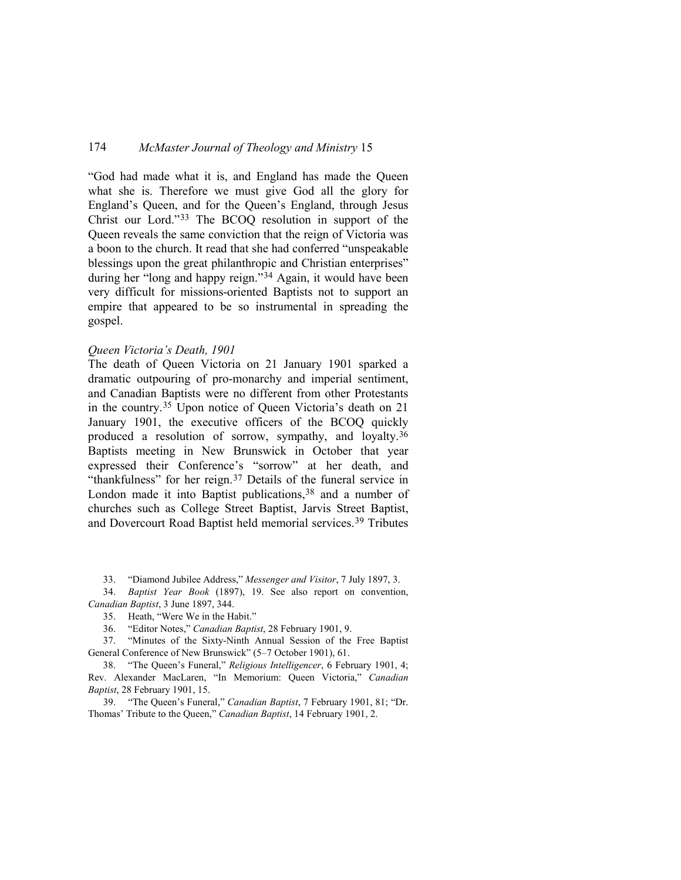"God had made what it is, and England has made the Queen what she is. Therefore we must give God all the glory for England's Queen, and for the Queen's England, through Jesus Christ our Lord."[33] The BCOQ resolution in support of the Queen reveals the same conviction that the reign of Victoria was a boon to the church. It read that she had conferred "unspeakable blessings upon the great philanthropic and Christian enterprises" during her "long and happy reign."[34] Again, it would have been very difficult for missions-oriented Baptists not to support an empire that appeared to be so instrumental in spreading the gospel.

*Queen Victoria's Death, 1901*

The death of Queen Victoria on 21 January 1901 sparked a dramatic outpouring of pro-monarchy and imperial sentiment, and Canadian Baptists were no different from other Protestants in the country.[35] Upon notice of Queen Victoria's death on 21 January 1901, the executive officers of the BCOQ quickly produced a resolution of sorrow, sympathy, and loyalty.[36] Baptists meeting in New Brunswick in October that year expressed their Conference's "sorrow" at her death, and "thankfulness" for her reign.[37] Details of the funeral service in London made it into Baptist publications,[38] and a number of churches such as College Street Baptist, Jarvis Street Baptist, and Dovercourt Road Baptist held memorial services.[39] Tributes

33. "Diamond Jubilee Address," *Messenger and Visitor*, 7 July 1897, 3.

34. *Baptist Year Book* (1897), 19. See also report on convention, *Canadian Baptist*, 3 June 1897, 344.

35. Heath, "Were We in the Habit."

36. "Editor Notes," *Canadian Baptist*, 28 February 1901, 9.

37. "Minutes of the Sixty-Ninth Annual Session of the Free Baptist General Conference of New Brunswick" (5–7 October 1901), 61.

38. "The Queen's Funeral," *Religious Intelligencer*, 6 February 1901, 4; Rev. Alexander MacLaren, "In Memorium: Queen Victoria," *Canadian Baptist*, 28 February 1901, 15.

39. "The Queen's Funeral," *Canadian Baptist*, 7 February 1901, 81; "Dr. Thomas' Tribute to the Queen," *Canadian Baptist*, 14 February 1901, 2.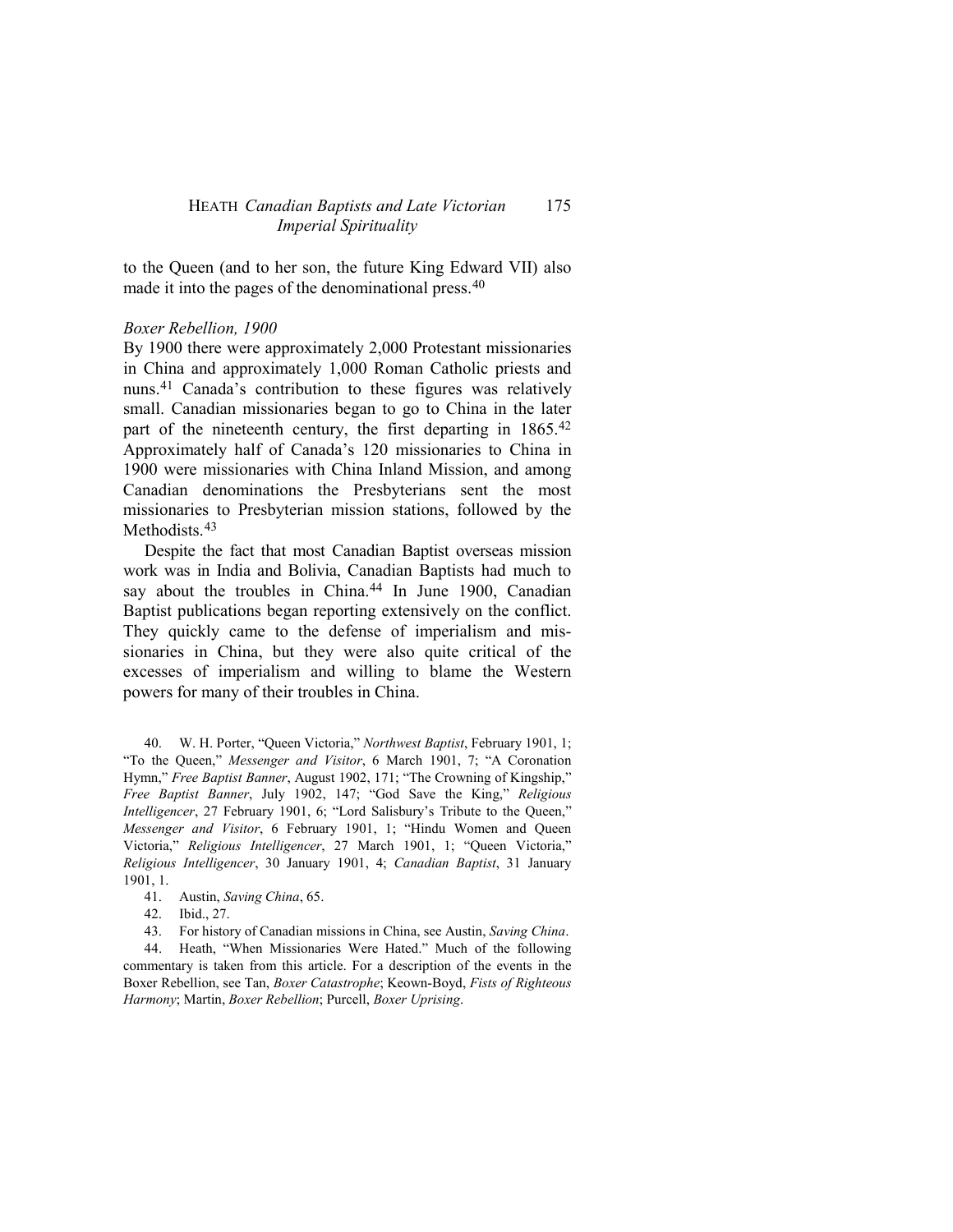to the Queen (and to her son, the future King Edward VII) also made it into the pages of the denominational press.[40]

### *Boxer Rebellion, 1900*

By 1900 there were approximately 2,000 Protestant missionaries in China and approximately 1,000 Roman Catholic priests and nuns.[41] Canada's contribution to these figures was relatively small. Canadian missionaries began to go to China in the later part of the nineteenth century, the first departing in 1865.[42] Approximately half of Canada's 120 missionaries to China in 1900 were missionaries with China Inland Mission, and among Canadian denominations the Presbyterians sent the most missionaries to Presbyterian mission stations, followed by the Methodists.[43]

Despite the fact that most Canadian Baptist overseas mission work was in India and Bolivia, Canadian Baptists had much to say about the troubles in China.[44] In June 1900, Canadian Baptist publications began reporting extensively on the conflict. They quickly came to the defense of imperialism and missionaries in China, but they were also quite critical of the excesses of imperialism and willing to blame the Western powers for many of their troubles in China.

40. W. H. Porter, "Queen Victoria," *Northwest Baptist*, February 1901, 1; "To the Queen," *Messenger and Visitor*, 6 March 1901, 7; "A Coronation Hymn," *Free Baptist Banner*, August 1902, 171; "The Crowning of Kingship," *Free Baptist Banner*, July 1902, 147; "God Save the King," *Religious Intelligencer*, 27 February 1901, 6; "Lord Salisbury's Tribute to the Queen," *Messenger and Visitor*, 6 February 1901, 1; "Hindu Women and Queen Victoria," *Religious Intelligencer*, 27 March 1901, 1; "Queen Victoria," *Religious Intelligencer*, 30 January 1901, 4; *Canadian Baptist*, 31 January 1901, 1.

41. Austin, *Saving China*, 65.

42. Ibid., 27.

43. For history of Canadian missions in China, see Austin, *Saving China*.

44. Heath, "When Missionaries Were Hated." Much of the following commentary is taken from this article. For a description of the events in the Boxer Rebellion, see Tan, *Boxer Catastrophe*; Keown-Boyd, *Fists of Righteous Harmony*; Martin, *Boxer Rebellion*; Purcell, *Boxer Uprising*.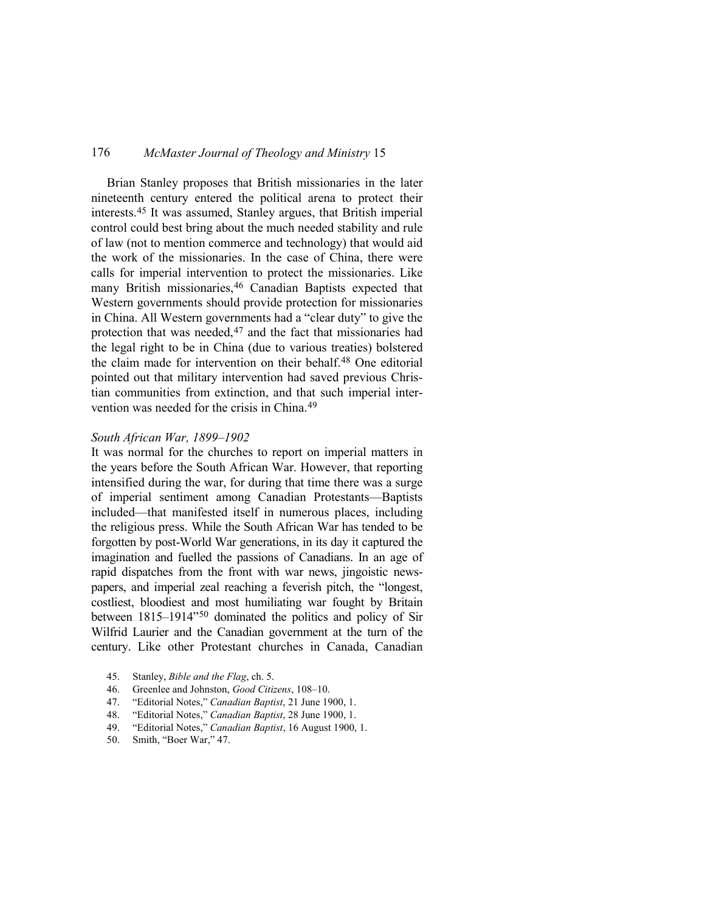Brian Stanley proposes that British missionaries in the later nineteenth century entered the political arena to protect their interests.[45] It was assumed, Stanley argues, that British imperial control could best bring about the much needed stability and rule of law (not to mention commerce and technology) that would aid the work of the missionaries. In the case of China, there were calls for imperial intervention to protect the missionaries. Like many British missionaries,[46] Canadian Baptists expected that Western governments should provide protection for missionaries in China. All Western governments had a "clear duty" to give the protection that was needed,[47] and the fact that missionaries had the legal right to be in China (due to various treaties) bolstered the claim made for intervention on their behalf.[48] One editorial pointed out that military intervention had saved previous Christian communities from extinction, and that such imperial intervention was needed for the crisis in China.[49]

*South African War, 1899–1902*

It was normal for the churches to report on imperial matters in the years before the South African War. However, that reporting intensified during the war, for during that time there was a surge of imperial sentiment among Canadian Protestants—Baptists included—that manifested itself in numerous places, including the religious press. While the South African War has tended to be forgotten by post-World War generations, in its day it captured the imagination and fuelled the passions of Canadians. In an age of rapid dispatches from the front with war news, jingoistic newspapers, and imperial zeal reaching a feverish pitch, the "longest, costliest, bloodiest and most humiliating war fought by Britain between 1815–1914"[50] dominated the politics and policy of Sir Wilfrid Laurier and the Canadian government at the turn of the century. Like other Protestant churches in Canada, Canadian

45. Stanley, *Bible and the Flag*, ch. 5.
46. Greenlee and Johnston, *Good Citizens*, 108–10.
47. "Editorial Notes," *Canadian Baptist*, 21 June 1900, 1.
48. "Editorial Notes," *Canadian Baptist*, 28 June 1900, 1.
49. "Editorial Notes," *Canadian Baptist*, 16 August 1900, 1.
50. Smith, "Boer War," 47.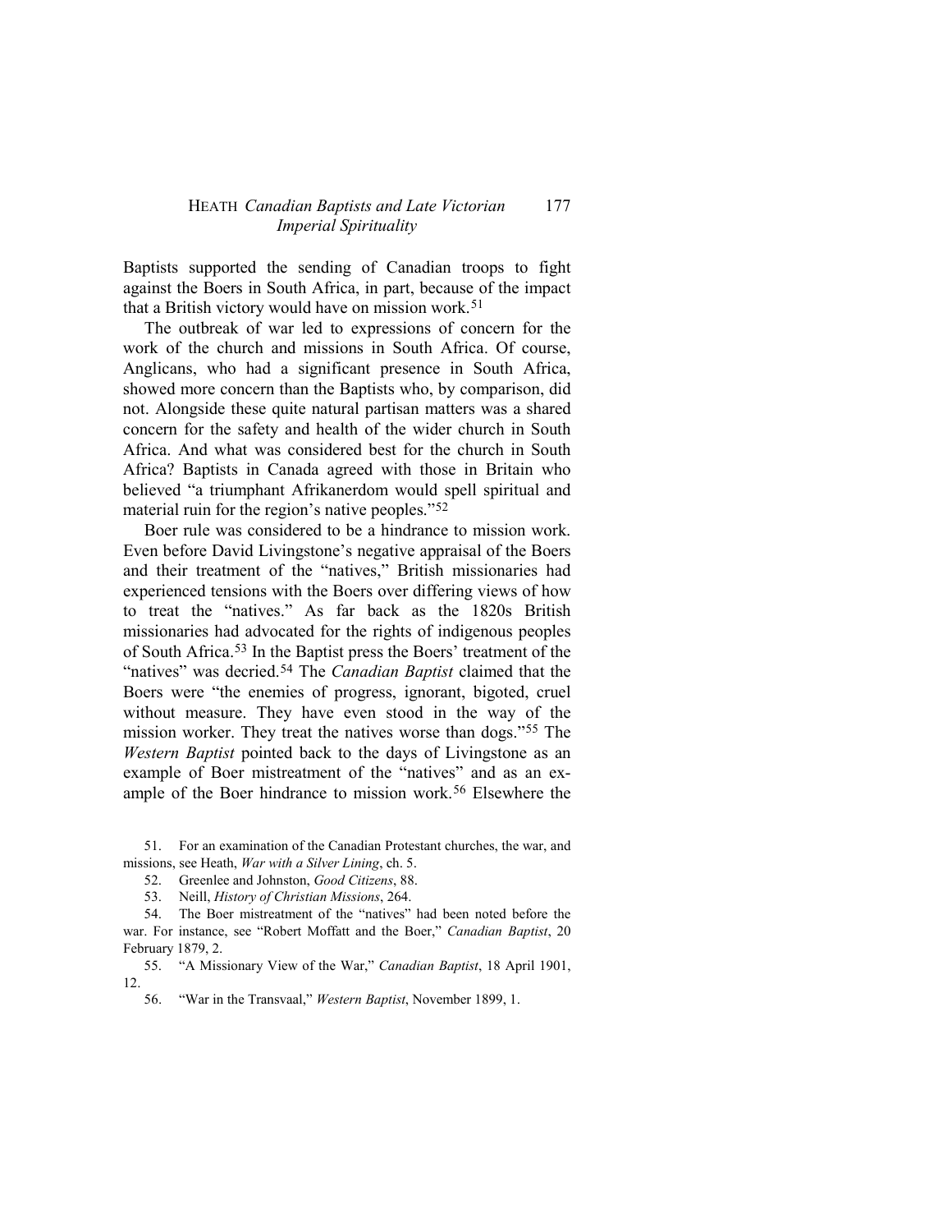Baptists supported the sending of Canadian troops to fight against the Boers in South Africa, in part, because of the impact that a British victory would have on mission work.[51]

The outbreak of war led to expressions of concern for the work of the church and missions in South Africa. Of course, Anglicans, who had a significant presence in South Africa, showed more concern than the Baptists who, by comparison, did not. Alongside these quite natural partisan matters was a shared concern for the safety and health of the wider church in South Africa. And what was considered best for the church in South Africa? Baptists in Canada agreed with those in Britain who believed "a triumphant Afrikanerdom would spell spiritual and material ruin for the region's native peoples."[52]

Boer rule was considered to be a hindrance to mission work. Even before David Livingstone's negative appraisal of the Boers and their treatment of the "natives," British missionaries had experienced tensions with the Boers over differing views of how to treat the "natives." As far back as the 1820s British missionaries had advocated for the rights of indigenous peoples of South Africa.[53] In the Baptist press the Boers' treatment of the "natives" was decried.[54] The *Canadian Baptist* claimed that the Boers were "the enemies of progress, ignorant, bigoted, cruel without measure. They have even stood in the way of the mission worker. They treat the natives worse than dogs."[55] The *Western Baptist* pointed back to the days of Livingstone as an example of Boer mistreatment of the "natives" and as an example of the Boer hindrance to mission work.[56] Elsewhere the

51. For an examination of the Canadian Protestant churches, the war, and missions, see Heath, *War with a Silver Lining*, ch. 5.

52. Greenlee and Johnston, *Good Citizens*, 88.

53. Neill, *History of Christian Missions*, 264.

54. The Boer mistreatment of the "natives" had been noted before the war. For instance, see "Robert Moffatt and the Boer," *Canadian Baptist*, 20 February 1879, 2.

55. "A Missionary View of the War," *Canadian Baptist*, 18 April 1901, 12.

56. "War in the Transvaal," *Western Baptist*, November 1899, 1.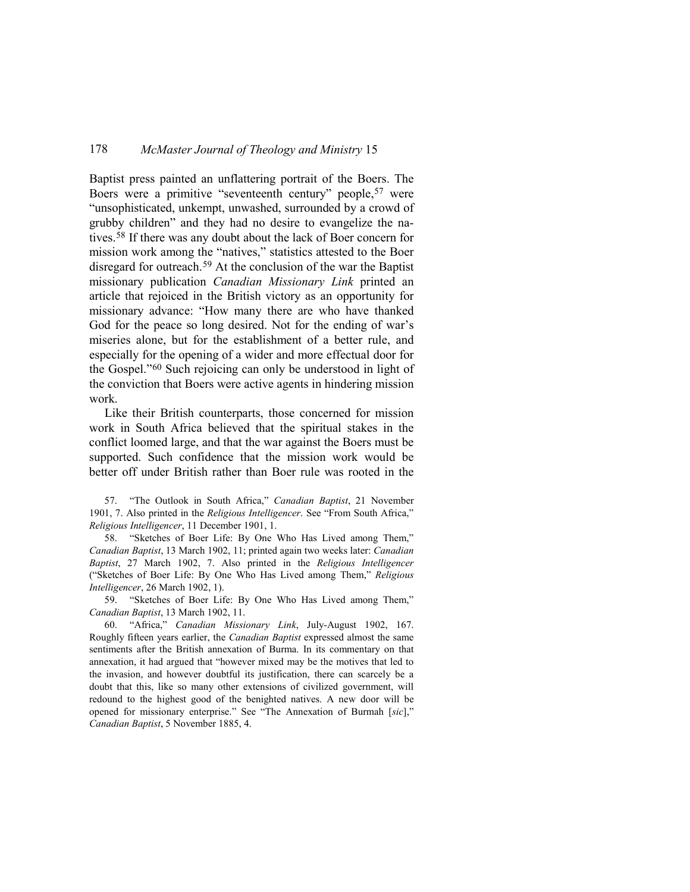Baptist press painted an unflattering portrait of the Boers. The Boers were a primitive "seventeenth century" people,[57] were "unsophisticated, unkempt, unwashed, surrounded by a crowd of grubby children" and they had no desire to evangelize the natives.[58] If there was any doubt about the lack of Boer concern for mission work among the "natives," statistics attested to the Boer disregard for outreach.[59] At the conclusion of the war the Baptist missionary publication *Canadian Missionary Link* printed an article that rejoiced in the British victory as an opportunity for missionary advance: "How many there are who have thanked God for the peace so long desired. Not for the ending of war's miseries alone, but for the establishment of a better rule, and especially for the opening of a wider and more effectual door for the Gospel."[60] Such rejoicing can only be understood in light of the conviction that Boers were active agents in hindering mission work.

Like their British counterparts, those concerned for mission work in South Africa believed that the spiritual stakes in the conflict loomed large, and that the war against the Boers must be supported. Such confidence that the mission work would be better off under British rather than Boer rule was rooted in the

57. "The Outlook in South Africa," *Canadian Baptist*, 21 November 1901, 7. Also printed in the *Religious Intelligencer*. See "From South Africa," *Religious Intelligencer*, 11 December 1901, 1.

58. "Sketches of Boer Life: By One Who Has Lived among Them," *Canadian Baptist*, 13 March 1902, 11; printed again two weeks later: *Canadian Baptist*, 27 March 1902, 7. Also printed in the *Religious Intelligencer* ("Sketches of Boer Life: By One Who Has Lived among Them," *Religious Intelligencer*, 26 March 1902, 1).

59. "Sketches of Boer Life: By One Who Has Lived among Them," *Canadian Baptist*, 13 March 1902, 11.

60. "Africa," *Canadian Missionary Link*, July-August 1902, 167. Roughly fifteen years earlier, the *Canadian Baptist* expressed almost the same sentiments after the British annexation of Burma. In its commentary on that annexation, it had argued that "however mixed may be the motives that led to the invasion, and however doubtful its justification, there can scarcely be a doubt that this, like so many other extensions of civilized government, will redound to the highest good of the benighted natives. A new door will be opened for missionary enterprise." See "The Annexation of Burmah [*sic*]," *Canadian Baptist*, 5 November 1885, 4.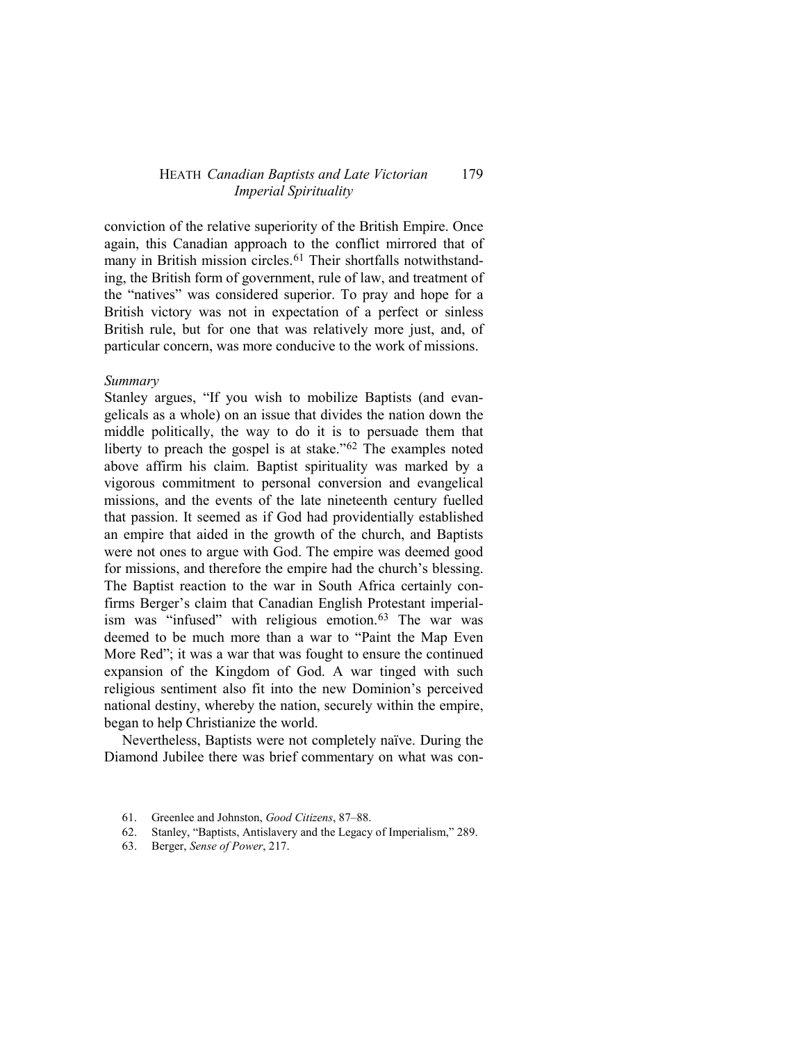conviction of the relative superiority of the British Empire. Once again, this Canadian approach to the conflict mirrored that of many in British mission circles.[61] Their shortfalls notwithstanding, the British form of government, rule of law, and treatment of the "natives" was considered superior. To pray and hope for a British victory was not in expectation of a perfect or sinless British rule, but for one that was relatively more just, and, of particular concern, was more conducive to the work of missions.

*Summary*

Stanley argues, "If you wish to mobilize Baptists (and evangelicals as a whole) on an issue that divides the nation down the middle politically, the way to do it is to persuade them that liberty to preach the gospel is at stake."[62] The examples noted above affirm his claim. Baptist spirituality was marked by a vigorous commitment to personal conversion and evangelical missions, and the events of the late nineteenth century fuelled that passion. It seemed as if God had providentially established an empire that aided in the growth of the church, and Baptists were not ones to argue with God. The empire was deemed good for missions, and therefore the empire had the church's blessing. The Baptist reaction to the war in South Africa certainly confirms Berger's claim that Canadian English Protestant imperialism was "infused" with religious emotion.[63] The war was deemed to be much more than a war to "Paint the Map Even More Red"; it was a war that was fought to ensure the continued expansion of the Kingdom of God. A war tinged with such religious sentiment also fit into the new Dominion's perceived national destiny, whereby the nation, securely within the empire, began to help Christianize the world.

Nevertheless, Baptists were not completely naïve. During the Diamond Jubilee there was brief commentary on what was con-

61. Greenlee and Johnston, *Good Citizens*, 87–88.
62. Stanley, "Baptists, Antislavery and the Legacy of Imperialism," 289.
63. Berger, *Sense of Power*, 217.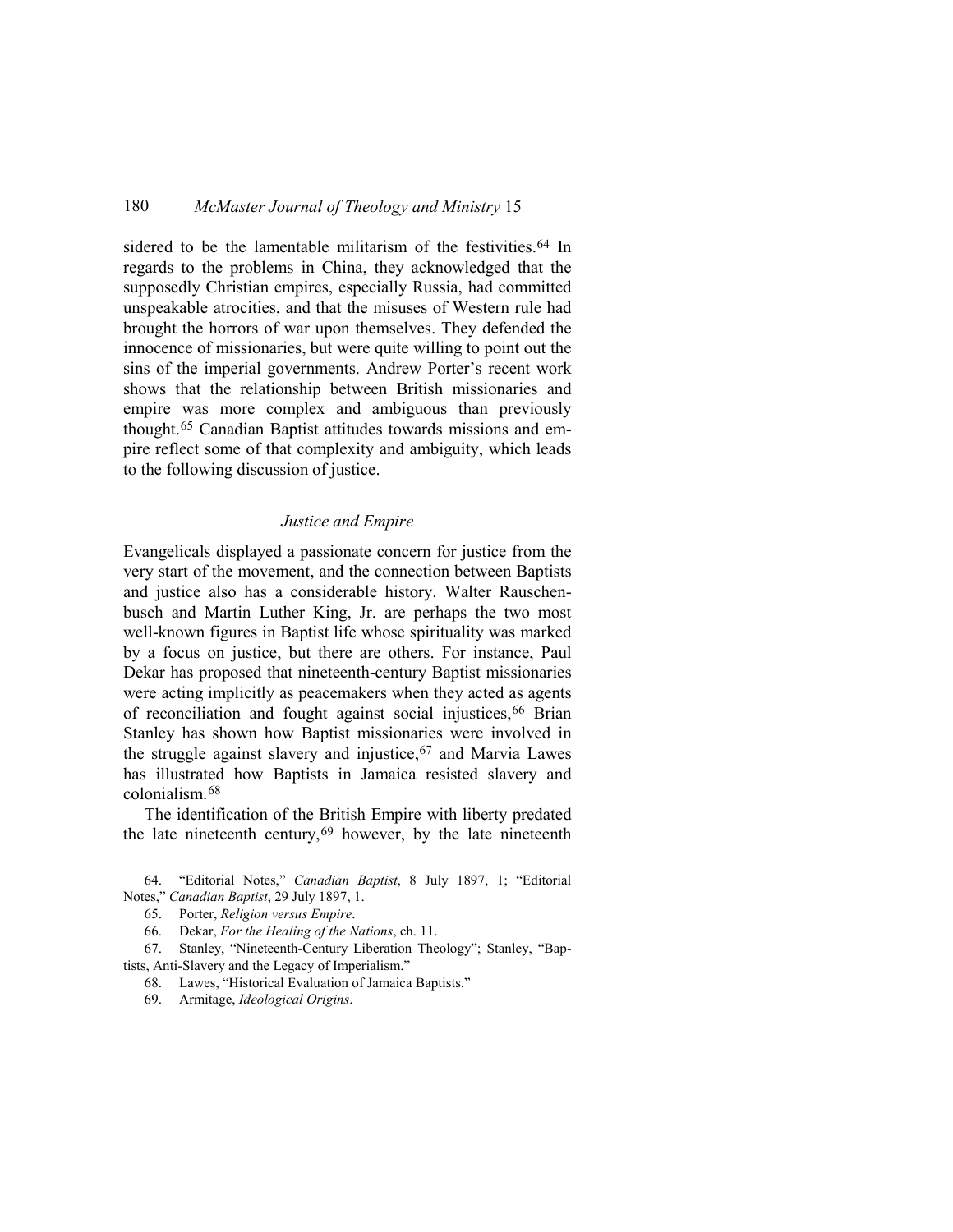sidered to be the lamentable militarism of the festivities.[64] In regards to the problems in China, they acknowledged that the supposedly Christian empires, especially Russia, had committed unspeakable atrocities, and that the misuses of Western rule had brought the horrors of war upon themselves. They defended the innocence of missionaries, but were quite willing to point out the sins of the imperial governments. Andrew Porter's recent work shows that the relationship between British missionaries and empire was more complex and ambiguous than previously thought.[65] Canadian Baptist attitudes towards missions and empire reflect some of that complexity and ambiguity, which leads to the following discussion of justice.

### *Justice and Empire*

Evangelicals displayed a passionate concern for justice from the very start of the movement, and the connection between Baptists and justice also has a considerable history. Walter Rauschenbusch and Martin Luther King, Jr. are perhaps the two most well-known figures in Baptist life whose spirituality was marked by a focus on justice, but there are others. For instance, Paul Dekar has proposed that nineteenth-century Baptist missionaries were acting implicitly as peacemakers when they acted as agents of reconciliation and fought against social injustices,[66] Brian Stanley has shown how Baptist missionaries were involved in the struggle against slavery and injustice,[67] and Marvia Lawes has illustrated how Baptists in Jamaica resisted slavery and colonialism.[68]

The identification of the British Empire with liberty predated the late nineteenth century,[69] however, by the late nineteenth

64. "Editorial Notes," *Canadian Baptist*, 8 July 1897, 1; "Editorial Notes," *Canadian Baptist*, 29 July 1897, 1.

65. Porter, *Religion versus Empire*.

66. Dekar, *For the Healing of the Nations*, ch. 11.

67. Stanley, "Nineteenth-Century Liberation Theology"; Stanley, "Baptists, Anti-Slavery and the Legacy of Imperialism."

68. Lawes, "Historical Evaluation of Jamaica Baptists."

69. Armitage, *Ideological Origins*.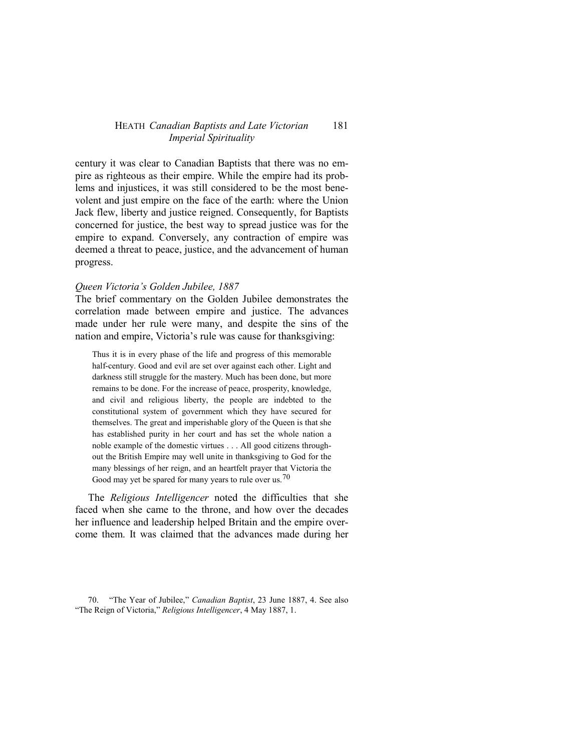century it was clear to Canadian Baptists that there was no empire as righteous as their empire. While the empire had its problems and injustices, it was still considered to be the most benevolent and just empire on the face of the earth: where the Union Jack flew, liberty and justice reigned. Consequently, for Baptists concerned for justice, the best way to spread justice was for the empire to expand. Conversely, any contraction of empire was deemed a threat to peace, justice, and the advancement of human progress.

### *Queen Victoria's Golden Jubilee, 1887*

The brief commentary on the Golden Jubilee demonstrates the correlation made between empire and justice. The advances made under her rule were many, and despite the sins of the nation and empire, Victoria's rule was cause for thanksgiving:

> Thus it is in every phase of the life and progress of this memorable half-century. Good and evil are set over against each other. Light and darkness still struggle for the mastery. Much has been done, but more remains to be done. For the increase of peace, prosperity, knowledge, and civil and religious liberty, the people are indebted to the constitutional system of government which they have secured for themselves. The great and imperishable glory of the Queen is that she has established purity in her court and has set the whole nation a noble example of the domestic virtues . . . All good citizens throughout the British Empire may well unite in thanksgiving to God for the many blessings of her reign, and an heartfelt prayer that Victoria the Good may yet be spared for many years to rule over us.[70]

The *Religious Intelligencer* noted the difficulties that she faced when she came to the throne, and how over the decades her influence and leadership helped Britain and the empire overcome them. It was claimed that the advances made during her

70. "The Year of Jubilee," *Canadian Baptist*, 23 June 1887, 4. See also "The Reign of Victoria," *Religious Intelligencer*, 4 May 1887, 1.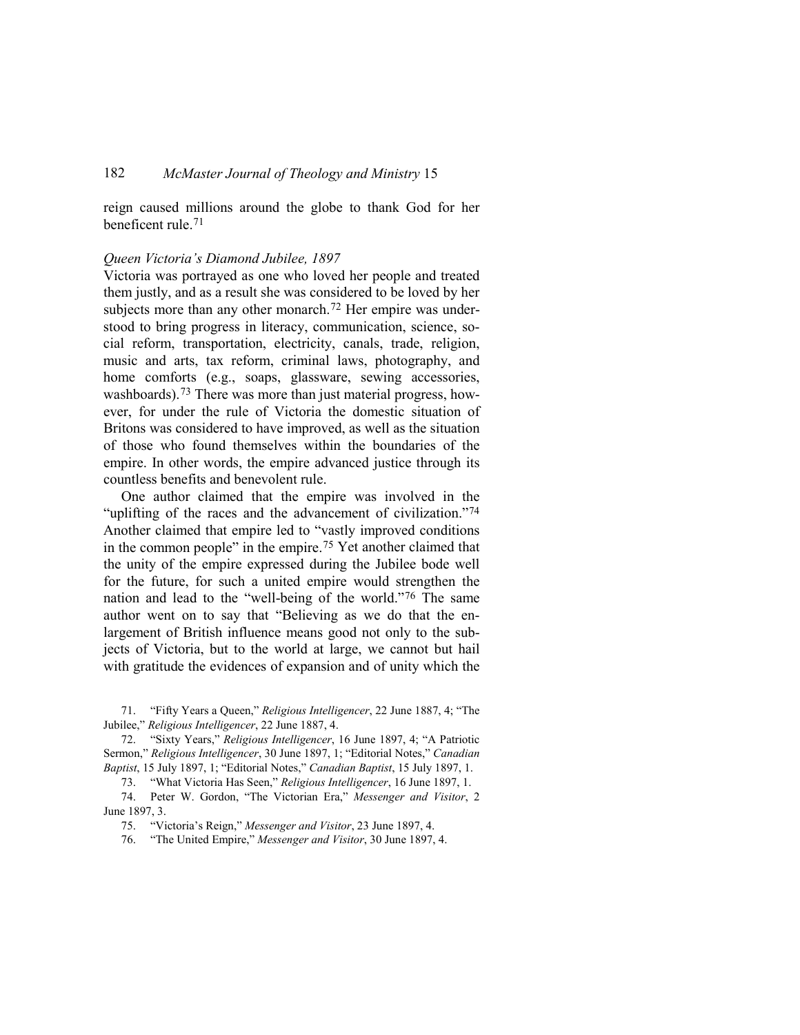reign caused millions around the globe to thank God for her beneficent rule.[71]

### *Queen Victoria's Diamond Jubilee, 1897*

Victoria was portrayed as one who loved her people and treated them justly, and as a result she was considered to be loved by her subjects more than any other monarch.[72] Her empire was understood to bring progress in literacy, communication, science, social reform, transportation, electricity, canals, trade, religion, music and arts, tax reform, criminal laws, photography, and home comforts (e.g., soaps, glassware, sewing accessories, washboards).[73] There was more than just material progress, however, for under the rule of Victoria the domestic situation of Britons was considered to have improved, as well as the situation of those who found themselves within the boundaries of the empire. In other words, the empire advanced justice through its countless benefits and benevolent rule.

One author claimed that the empire was involved in the "uplifting of the races and the advancement of civilization."[74] Another claimed that empire led to "vastly improved conditions in the common people" in the empire.[75] Yet another claimed that the unity of the empire expressed during the Jubilee bode well for the future, for such a united empire would strengthen the nation and lead to the "well-being of the world."[76] The same author went on to say that "Believing as we do that the enlargement of British influence means good not only to the subjects of Victoria, but to the world at large, we cannot but hail with gratitude the evidences of expansion and of unity which the

71. "Fifty Years a Queen," *Religious Intelligencer*, 22 June 1887, 4; "The Jubilee," *Religious Intelligencer*, 22 June 1887, 4.

72. "Sixty Years," *Religious Intelligencer*, 16 June 1897, 4; "A Patriotic Sermon," *Religious Intelligencer*, 30 June 1897, 1; "Editorial Notes," *Canadian Baptist*, 15 July 1897, 1; "Editorial Notes," *Canadian Baptist*, 15 July 1897, 1.

73. "What Victoria Has Seen," *Religious Intelligencer*, 16 June 1897, 1.

74. Peter W. Gordon, "The Victorian Era," *Messenger and Visitor*, 2 June 1897, 3.

75. "Victoria's Reign," *Messenger and Visitor*, 23 June 1897, 4.

76. "The United Empire," *Messenger and Visitor*, 30 June 1897, 4.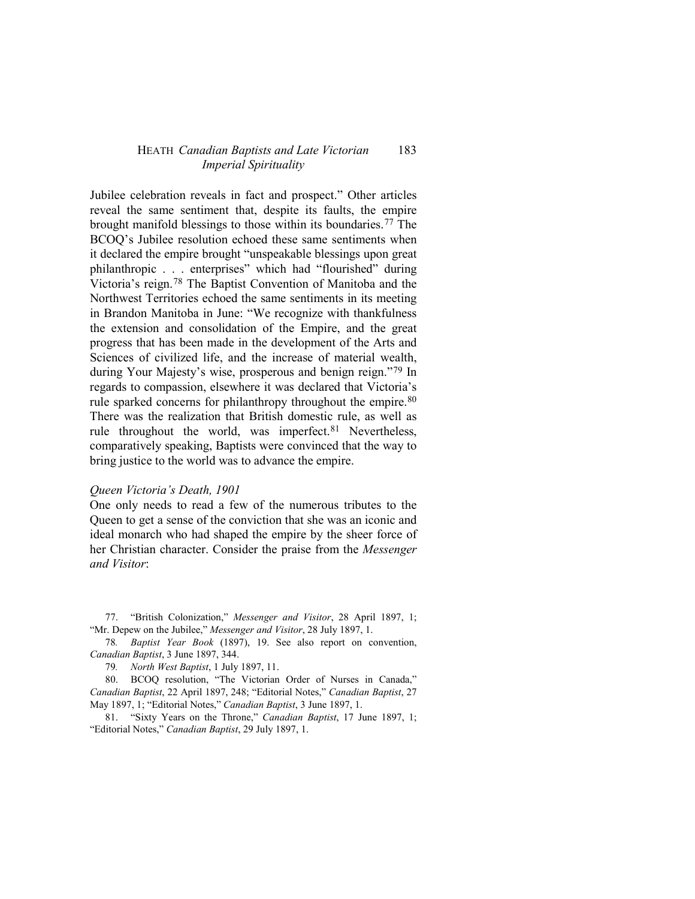Jubilee celebration reveals in fact and prospect." Other articles reveal the same sentiment that, despite its faults, the empire brought manifold blessings to those within its boundaries.[77] The BCOQ's Jubilee resolution echoed these same sentiments when it declared the empire brought "unspeakable blessings upon great philanthropic . . . enterprises" which had "flourished" during Victoria's reign.[78] The Baptist Convention of Manitoba and the Northwest Territories echoed the same sentiments in its meeting in Brandon Manitoba in June: "We recognize with thankfulness the extension and consolidation of the Empire, and the great progress that has been made in the development of the Arts and Sciences of civilized life, and the increase of material wealth, during Your Majesty's wise, prosperous and benign reign."[79] In regards to compassion, elsewhere it was declared that Victoria's rule sparked concerns for philanthropy throughout the empire.[80] There was the realization that British domestic rule, as well as rule throughout the world, was imperfect.[81] Nevertheless, comparatively speaking, Baptists were convinced that the way to bring justice to the world was to advance the empire.

*Queen Victoria's Death, 1901*

One only needs to read a few of the numerous tributes to the Queen to get a sense of the conviction that she was an iconic and ideal monarch who had shaped the empire by the sheer force of her Christian character. Consider the praise from the *Messenger and Visitor*:

77. "British Colonization," *Messenger and Visitor*, 28 April 1897, 1; "Mr. Depew on the Jubilee," *Messenger and Visitor*, 28 July 1897, 1.

78. *Baptist Year Book* (1897), 19. See also report on convention, *Canadian Baptist*, 3 June 1897, 344.

79. *North West Baptist*, 1 July 1897, 11.

80. BCOQ resolution, "The Victorian Order of Nurses in Canada," *Canadian Baptist*, 22 April 1897, 248; "Editorial Notes," *Canadian Baptist*, 27 May 1897, 1; "Editorial Notes," *Canadian Baptist*, 3 June 1897, 1.

81. "Sixty Years on the Throne," *Canadian Baptist*, 17 June 1897, 1; "Editorial Notes," *Canadian Baptist*, 29 July 1897, 1.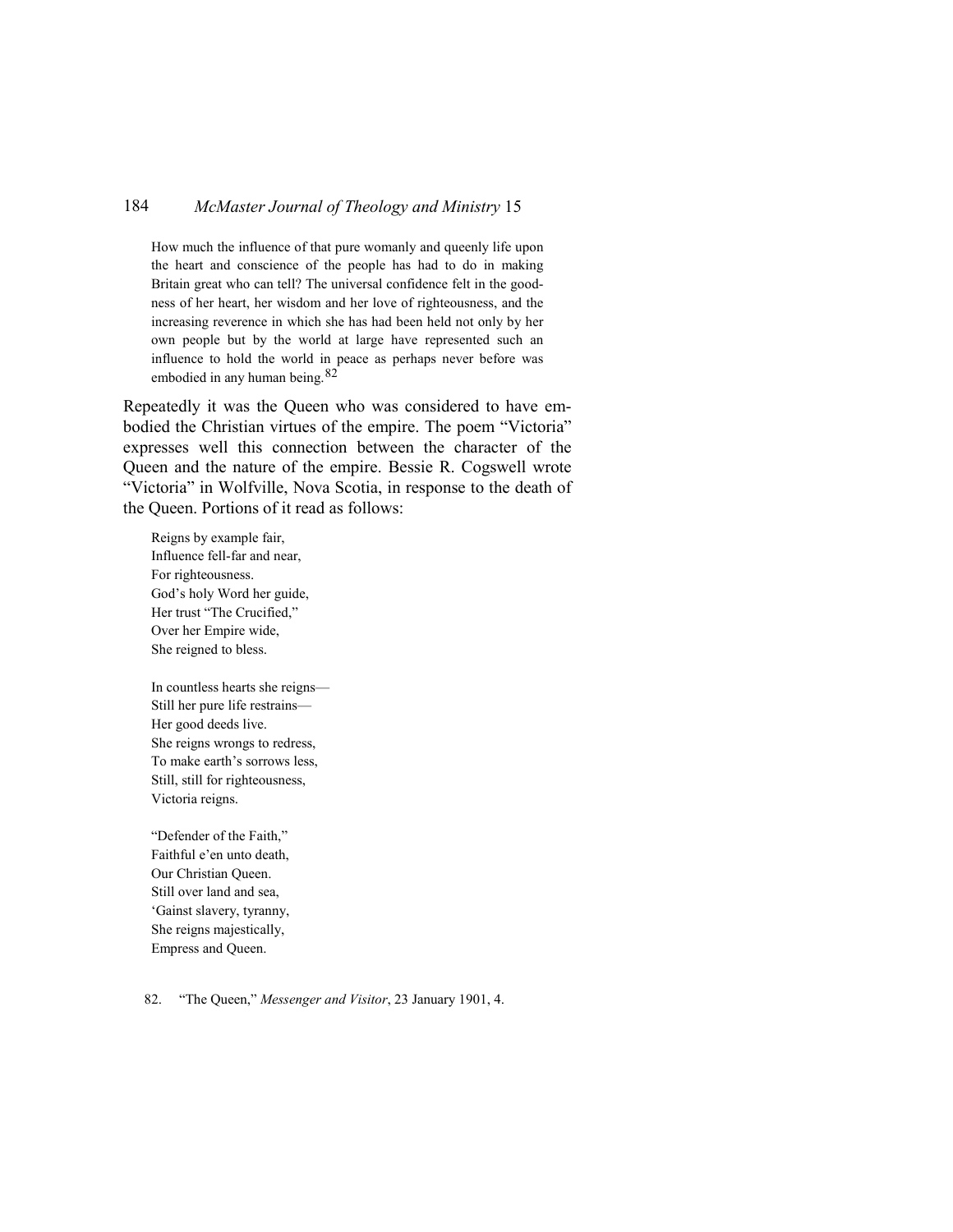> How much the influence of that pure womanly and queenly life upon the heart and conscience of the people has had to do in making Britain great who can tell? The universal confidence felt in the goodness of her heart, her wisdom and her love of righteousness, and the increasing reverence in which she has had been held not only by her own people but by the world at large have represented such an influence to hold the world in peace as perhaps never before was embodied in any human being.[82]

Repeatedly it was the Queen who was considered to have embodied the Christian virtues of the empire. The poem "Victoria" expresses well this connection between the character of the Queen and the nature of the empire. Bessie R. Cogswell wrote "Victoria" in Wolfville, Nova Scotia, in response to the death of the Queen. Portions of it read as follows:

> Reigns by example fair,
> Influence fell-far and near,
> For righteousness.
> God's holy Word her guide,
> Her trust "The Crucified,"
> Over her Empire wide,
> She reigned to bless.
>
> In countless hearts she reigns—
> Still her pure life restrains—
> Her good deeds live.
> She reigns wrongs to redress,
> To make earth's sorrows less,
> Still, still for righteousness,
> Victoria reigns.
>
> "Defender of the Faith,"
> Faithful e'en unto death,
> Our Christian Queen.
> Still over land and sea,
> 'Gainst slavery, tyranny,
> She reigns majestically,
> Empress and Queen.

82. "The Queen," *Messenger and Visitor*, 23 January 1901, 4.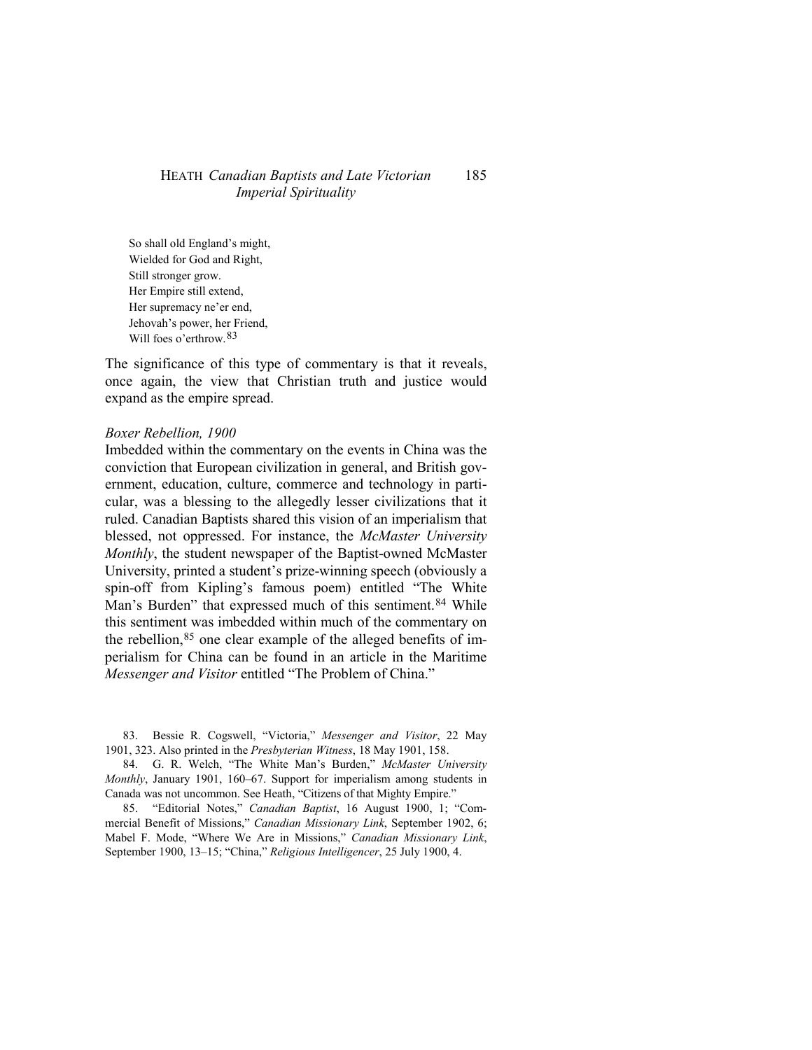So shall old England's might,  
Wielded for God and Right,  
Still stronger grow.  
Her Empire still extend,  
Her supremacy ne'er end,  
Jehovah's power, her Friend,  
Will foes o'erthrow.[83]

The significance of this type of commentary is that it reveals, once again, the view that Christian truth and justice would expand as the empire spread.

*Boxer Rebellion, 1900*

Imbedded within the commentary on the events in China was the conviction that European civilization in general, and British government, education, culture, commerce and technology in particular, was a blessing to the allegedly lesser civilizations that it ruled. Canadian Baptists shared this vision of an imperialism that blessed, not oppressed. For instance, the *McMaster University Monthly*, the student newspaper of the Baptist-owned McMaster University, printed a student's prize-winning speech (obviously a spin-off from Kipling's famous poem) entitled "The White Man's Burden" that expressed much of this sentiment.[84] While this sentiment was imbedded within much of the commentary on the rebellion,[85] one clear example of the alleged benefits of imperialism for China can be found in an article in the Maritime *Messenger and Visitor* entitled "The Problem of China."

83. Bessie R. Cogswell, "Victoria," *Messenger and Visitor*, 22 May 1901, 323. Also printed in the *Presbyterian Witness*, 18 May 1901, 158.

84. G. R. Welch, "The White Man's Burden," *McMaster University Monthly*, January 1901, 160–67. Support for imperialism among students in Canada was not uncommon. See Heath, "Citizens of that Mighty Empire."

85. "Editorial Notes," *Canadian Baptist*, 16 August 1900, 1; "Commercial Benefit of Missions," *Canadian Missionary Link*, September 1902, 6; Mabel F. Mode, "Where We Are in Missions," *Canadian Missionary Link*, September 1900, 13–15; "China," *Religious Intelligencer*, 25 July 1900, 4.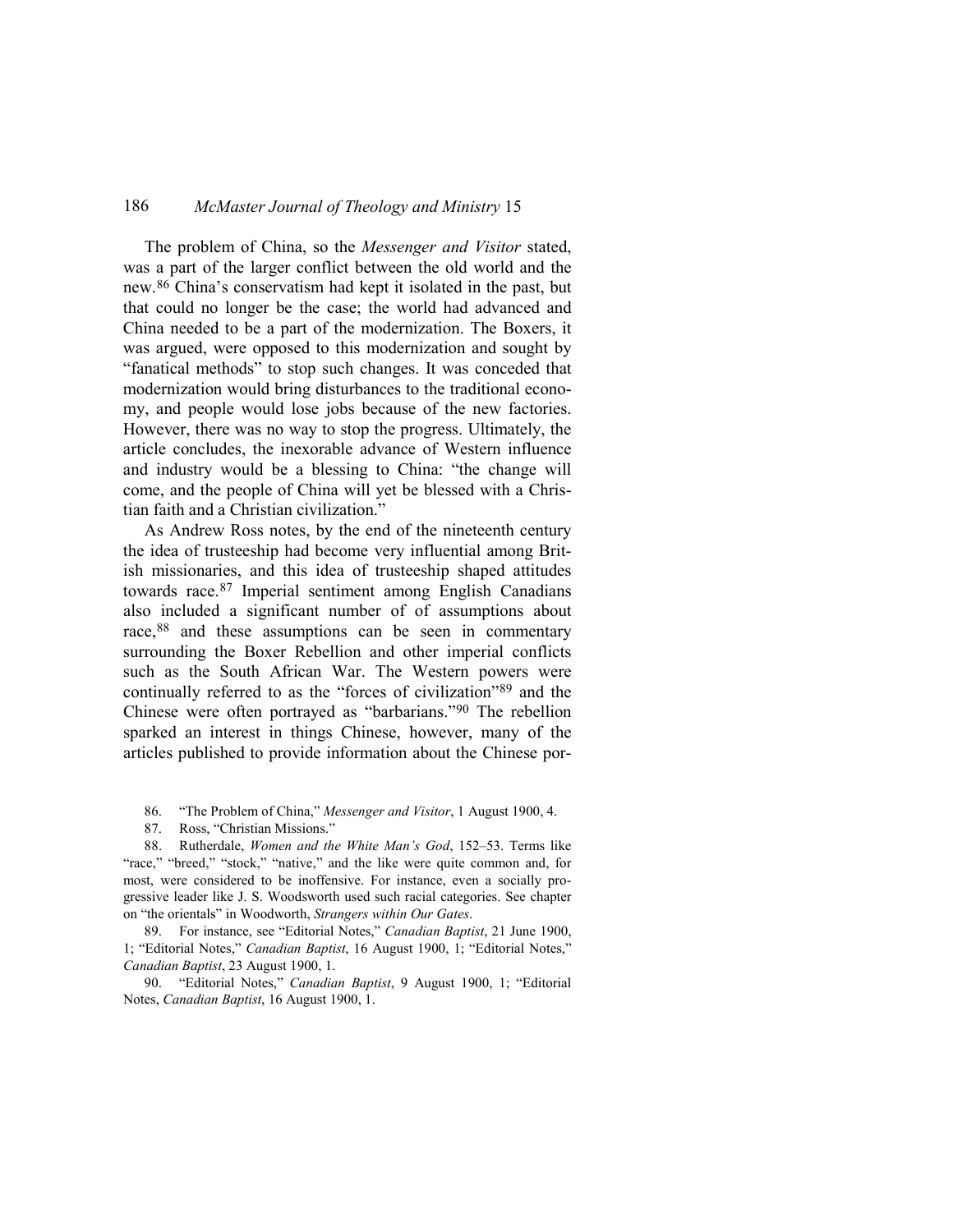The problem of China, so the *Messenger and Visitor* stated, was a part of the larger conflict between the old world and the new.[86] China's conservatism had kept it isolated in the past, but that could no longer be the case; the world had advanced and China needed to be a part of the modernization. The Boxers, it was argued, were opposed to this modernization and sought by "fanatical methods" to stop such changes. It was conceded that modernization would bring disturbances to the traditional economy, and people would lose jobs because of the new factories. However, there was no way to stop the progress. Ultimately, the article concludes, the inexorable advance of Western influence and industry would be a blessing to China: "the change will come, and the people of China will yet be blessed with a Christian faith and a Christian civilization."

As Andrew Ross notes, by the end of the nineteenth century the idea of trusteeship had become very influential among British missionaries, and this idea of trusteeship shaped attitudes towards race.[87] Imperial sentiment among English Canadians also included a significant number of of assumptions about race,[88] and these assumptions can be seen in commentary surrounding the Boxer Rebellion and other imperial conflicts such as the South African War. The Western powers were continually referred to as the "forces of civilization"[89] and the Chinese were often portrayed as "barbarians."[90] The rebellion sparked an interest in things Chinese, however, many of the articles published to provide information about the Chinese por-

86. "The Problem of China," *Messenger and Visitor*, 1 August 1900, 4.

87. Ross, "Christian Missions."

88. Rutherdale, *Women and the White Man's God*, 152–53. Terms like "race," "breed," "stock," "native," and the like were quite common and, for most, were considered to be inoffensive. For instance, even a socially progressive leader like J. S. Woodsworth used such racial categories. See chapter on "the orientals" in Woodworth, *Strangers within Our Gates*.

89. For instance, see "Editorial Notes," *Canadian Baptist*, 21 June 1900, 1; "Editorial Notes," *Canadian Baptist*, 16 August 1900, 1; "Editorial Notes," *Canadian Baptist*, 23 August 1900, 1.

90. "Editorial Notes," *Canadian Baptist*, 9 August 1900, 1; "Editorial Notes, *Canadian Baptist*, 16 August 1900, 1.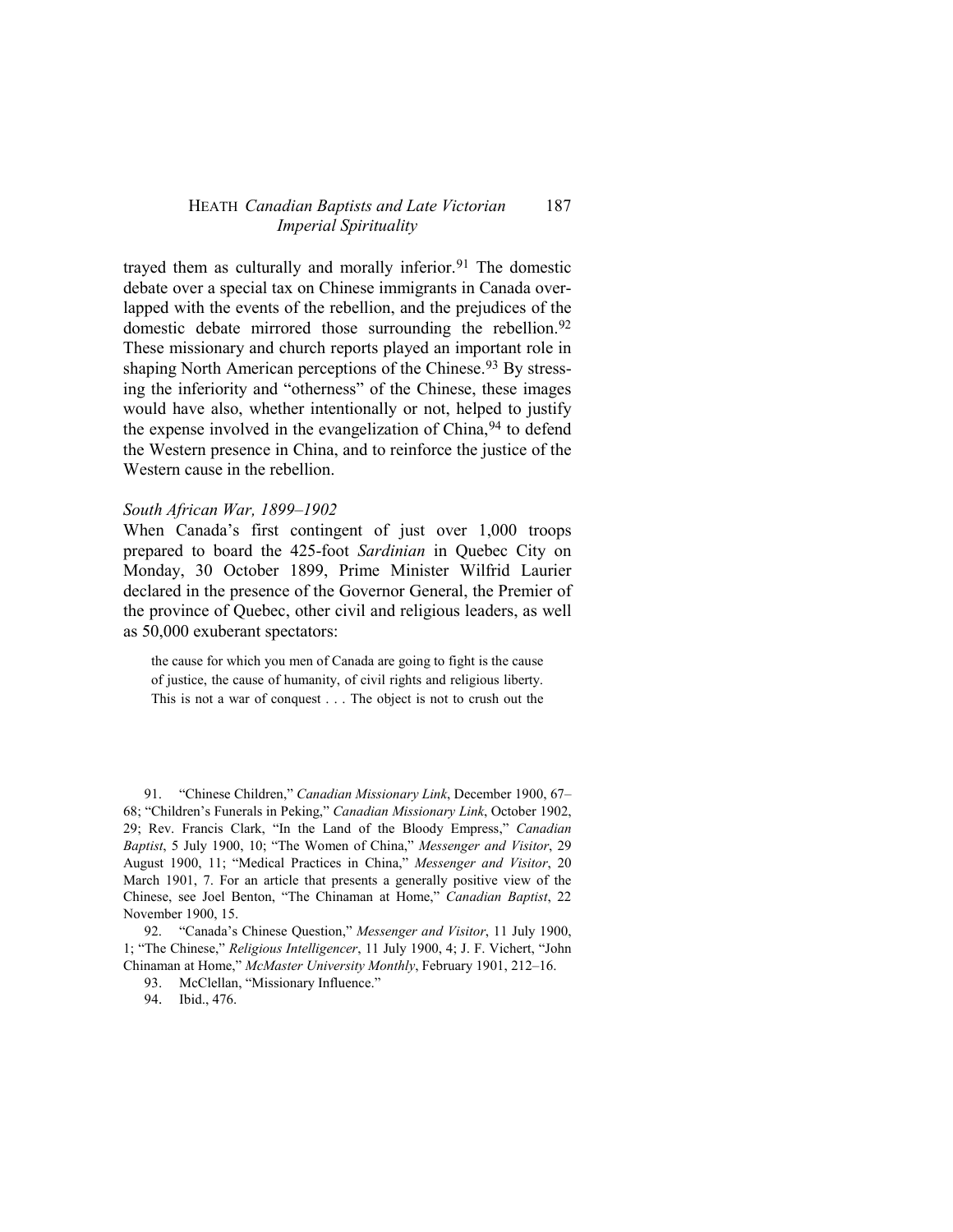trayed them as culturally and morally inferior.[91] The domestic debate over a special tax on Chinese immigrants in Canada overlapped with the events of the rebellion, and the prejudices of the domestic debate mirrored those surrounding the rebellion.[92] These missionary and church reports played an important role in shaping North American perceptions of the Chinese.[93] By stressing the inferiority and "otherness" of the Chinese, these images would have also, whether intentionally or not, helped to justify the expense involved in the evangelization of China,[94] to defend the Western presence in China, and to reinforce the justice of the Western cause in the rebellion.

*South African War, 1899–1902*

When Canada's first contingent of just over 1,000 troops prepared to board the 425-foot *Sardinian* in Quebec City on Monday, 30 October 1899, Prime Minister Wilfrid Laurier declared in the presence of the Governor General, the Premier of the province of Quebec, other civil and religious leaders, as well as 50,000 exuberant spectators:

> the cause for which you men of Canada are going to fight is the cause of justice, the cause of humanity, of civil rights and religious liberty. This is not a war of conquest . . . The object is not to crush out the

91. "Chinese Children," *Canadian Missionary Link*, December 1900, 67–68; "Children's Funerals in Peking," *Canadian Missionary Link*, October 1902, 29; Rev. Francis Clark, "In the Land of the Bloody Empress," *Canadian Baptist*, 5 July 1900, 10; "The Women of China," *Messenger and Visitor*, 29 August 1900, 11; "Medical Practices in China," *Messenger and Visitor*, 20 March 1901, 7. For an article that presents a generally positive view of the Chinese, see Joel Benton, "The Chinaman at Home," *Canadian Baptist*, 22 November 1900, 15.

92. "Canada's Chinese Question," *Messenger and Visitor*, 11 July 1900, 1; "The Chinese," *Religious Intelligencer*, 11 July 1900, 4; J. F. Vichert, "John Chinaman at Home," *McMaster University Monthly*, February 1901, 212–16.

93. McClellan, "Missionary Influence."

94. Ibid., 476.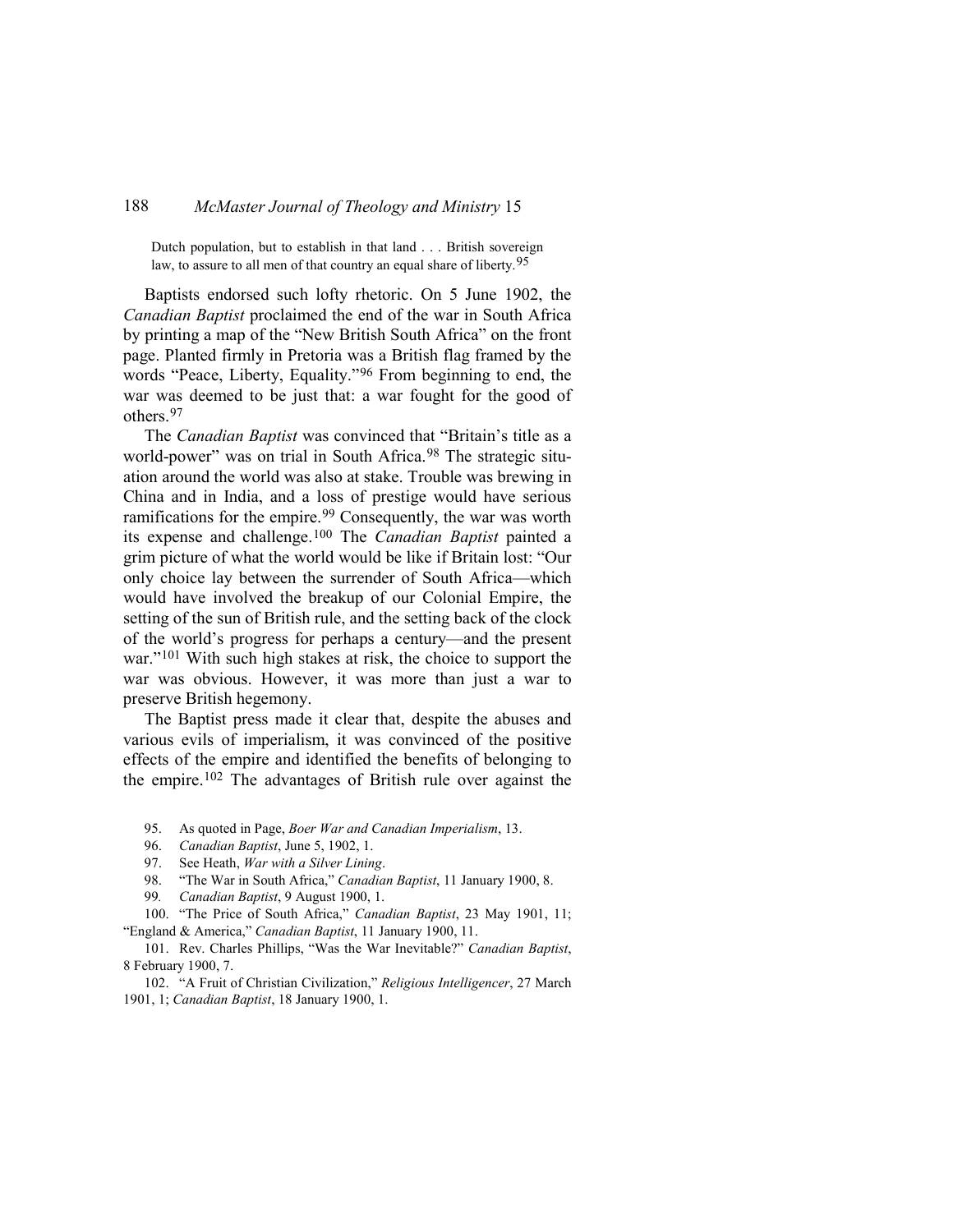> Dutch population, but to establish in that land . . . British sovereign law, to assure to all men of that country an equal share of liberty.[95]

Baptists endorsed such lofty rhetoric. On 5 June 1902, the *Canadian Baptist* proclaimed the end of the war in South Africa by printing a map of the "New British South Africa" on the front page. Planted firmly in Pretoria was a British flag framed by the words "Peace, Liberty, Equality."[96] From beginning to end, the war was deemed to be just that: a war fought for the good of others.[97]

The *Canadian Baptist* was convinced that "Britain's title as a world-power" was on trial in South Africa.[98] The strategic situation around the world was also at stake. Trouble was brewing in China and in India, and a loss of prestige would have serious ramifications for the empire.[99] Consequently, the war was worth its expense and challenge.[100] The *Canadian Baptist* painted a grim picture of what the world would be like if Britain lost: "Our only choice lay between the surrender of South Africa—which would have involved the breakup of our Colonial Empire, the setting of the sun of British rule, and the setting back of the clock of the world's progress for perhaps a century—and the present war."[101] With such high stakes at risk, the choice to support the war was obvious. However, it was more than just a war to preserve British hegemony.

The Baptist press made it clear that, despite the abuses and various evils of imperialism, it was convinced of the positive effects of the empire and identified the benefits of belonging to the empire.[102] The advantages of British rule over against the

95. As quoted in Page, *Boer War and Canadian Imperialism*, 13.

96. *Canadian Baptist*, June 5, 1902, 1.

97. See Heath, *War with a Silver Lining*.

98. "The War in South Africa," *Canadian Baptist*, 11 January 1900, 8.

99. *Canadian Baptist*, 9 August 1900, 1.

100. "The Price of South Africa," *Canadian Baptist*, 23 May 1901, 11; "England & America," *Canadian Baptist*, 11 January 1900, 11.

101. Rev. Charles Phillips, "Was the War Inevitable?" *Canadian Baptist*, 8 February 1900, 7.

102. "A Fruit of Christian Civilization," *Religious Intelligencer*, 27 March 1901, 1; *Canadian Baptist*, 18 January 1900, 1.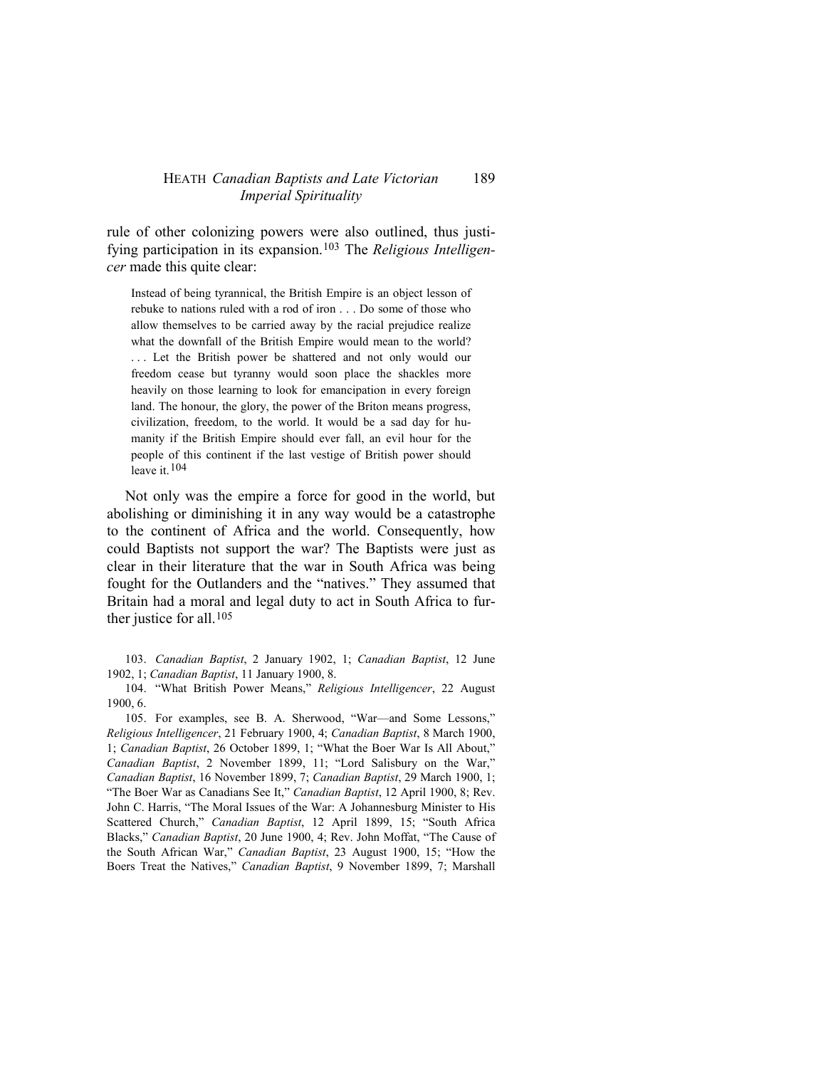rule of other colonizing powers were also outlined, thus justifying participation in its expansion.[103] The *Religious Intelligencer* made this quite clear:

> Instead of being tyrannical, the British Empire is an object lesson of rebuke to nations ruled with a rod of iron . . . Do some of those who allow themselves to be carried away by the racial prejudice realize what the downfall of the British Empire would mean to the world? . . . Let the British power be shattered and not only would our freedom cease but tyranny would soon place the shackles more heavily on those learning to look for emancipation in every foreign land. The honour, the glory, the power of the Briton means progress, civilization, freedom, to the world. It would be a sad day for humanity if the British Empire should ever fall, an evil hour for the people of this continent if the last vestige of British power should leave it.[104]

Not only was the empire a force for good in the world, but abolishing or diminishing it in any way would be a catastrophe to the continent of Africa and the world. Consequently, how could Baptists not support the war? The Baptists were just as clear in their literature that the war in South Africa was being fought for the Outlanders and the "natives." They assumed that Britain had a moral and legal duty to act in South Africa to further justice for all.[105]

103. *Canadian Baptist*, 2 January 1902, 1; *Canadian Baptist*, 12 June 1902, 1; *Canadian Baptist*, 11 January 1900, 8.

104. "What British Power Means," *Religious Intelligencer*, 22 August 1900, 6.

105. For examples, see B. A. Sherwood, "War—and Some Lessons," *Religious Intelligencer*, 21 February 1900, 4; *Canadian Baptist*, 8 March 1900, 1; *Canadian Baptist*, 26 October 1899, 1; "What the Boer War Is All About," *Canadian Baptist*, 2 November 1899, 11; "Lord Salisbury on the War," *Canadian Baptist*, 16 November 1899, 7; *Canadian Baptist*, 29 March 1900, 1; "The Boer War as Canadians See It," *Canadian Baptist*, 12 April 1900, 8; Rev. John C. Harris, "The Moral Issues of the War: A Johannesburg Minister to His Scattered Church," *Canadian Baptist*, 12 April 1899, 15; "South Africa Blacks," *Canadian Baptist*, 20 June 1900, 4; Rev. John Moffat, "The Cause of the South African War," *Canadian Baptist*, 23 August 1900, 15; "How the Boers Treat the Natives," *Canadian Baptist*, 9 November 1899, 7; Marshall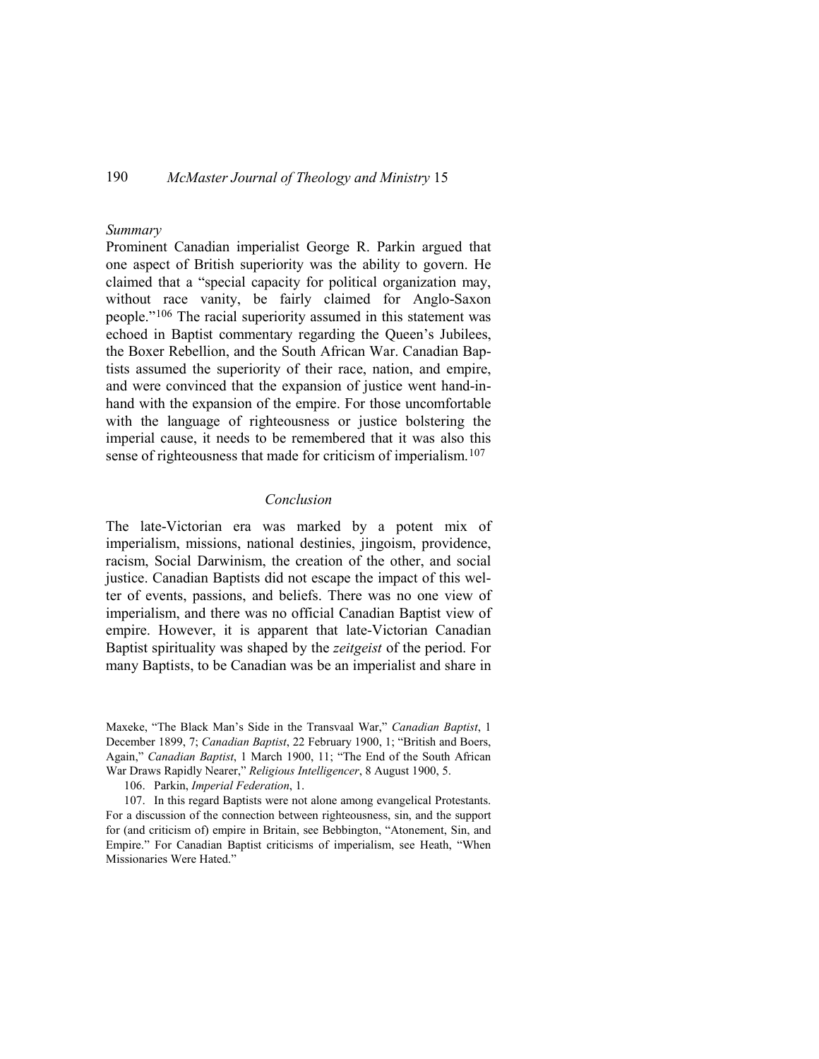*Summary*

Prominent Canadian imperialist George R. Parkin argued that one aspect of British superiority was the ability to govern. He claimed that a "special capacity for political organization may, without race vanity, be fairly claimed for Anglo-Saxon people."[106] The racial superiority assumed in this statement was echoed in Baptist commentary regarding the Queen's Jubilees, the Boxer Rebellion, and the South African War. Canadian Baptists assumed the superiority of their race, nation, and empire, and were convinced that the expansion of justice went hand-in-hand with the expansion of the empire. For those uncomfortable with the language of righteousness or justice bolstering the imperial cause, it needs to be remembered that it was also this sense of righteousness that made for criticism of imperialism.[107]

## Conclusion

The late-Victorian era was marked by a potent mix of imperialism, missions, national destinies, jingoism, providence, racism, Social Darwinism, the creation of the other, and social justice. Canadian Baptists did not escape the impact of this welter of events, passions, and beliefs. There was no one view of imperialism, and there was no official Canadian Baptist view of empire. However, it is apparent that late-Victorian Canadian Baptist spirituality was shaped by the *zeitgeist* of the period. For many Baptists, to be Canadian was be an imperialist and share in

Maxeke, "The Black Man's Side in the Transvaal War," *Canadian Baptist*, 1 December 1899, 7; *Canadian Baptist*, 22 February 1900, 1; "British and Boers, Again," *Canadian Baptist*, 1 March 1900, 11; "The End of the South African War Draws Rapidly Nearer," *Religious Intelligencer*, 8 August 1900, 5.

106. Parkin, *Imperial Federation*, 1.

107. In this regard Baptists were not alone among evangelical Protestants. For a discussion of the connection between righteousness, sin, and the support for (and criticism of) empire in Britain, see Bebbington, "Atonement, Sin, and Empire." For Canadian Baptist criticisms of imperialism, see Heath, "When Missionaries Were Hated."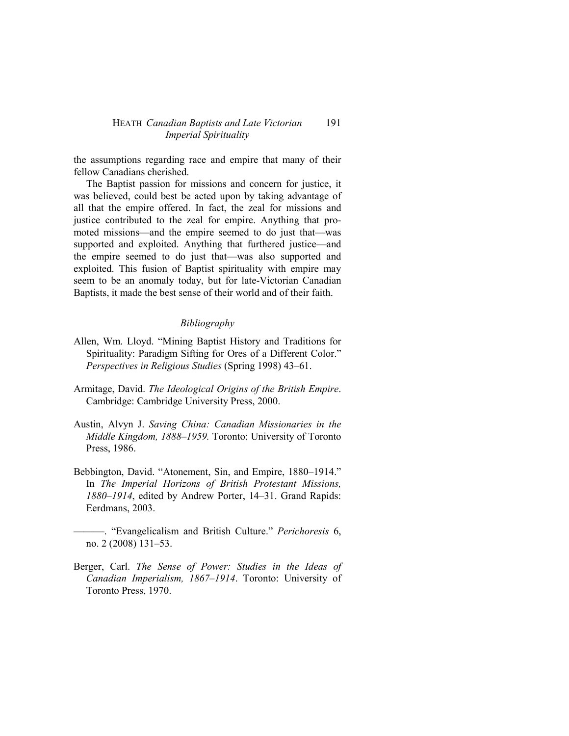the assumptions regarding race and empire that many of their fellow Canadians cherished.

The Baptist passion for missions and concern for justice, it was believed, could best be acted upon by taking advantage of all that the empire offered. In fact, the zeal for missions and justice contributed to the zeal for empire. Anything that promoted missions—and the empire seemed to do just that—was supported and exploited. Anything that furthered justice—and the empire seemed to do just that—was also supported and exploited. This fusion of Baptist spirituality with empire may seem to be an anomaly today, but for late-Victorian Canadian Baptists, it made the best sense of their world and of their faith.

## *Bibliography*

Allen, Wm. Lloyd. "Mining Baptist History and Traditions for Spirituality: Paradigm Sifting for Ores of a Different Color." *Perspectives in Religious Studies* (Spring 1998) 43–61.

Armitage, David. *The Ideological Origins of the British Empire*. Cambridge: Cambridge University Press, 2000.

Austin, Alvyn J. *Saving China: Canadian Missionaries in the Middle Kingdom, 1888–1959.* Toronto: University of Toronto Press, 1986.

Bebbington, David. "Atonement, Sin, and Empire, 1880–1914." In *The Imperial Horizons of British Protestant Missions, 1880–1914*, edited by Andrew Porter, 14–31. Grand Rapids: Eerdmans, 2003.

———. "Evangelicalism and British Culture." *Perichoresis* 6, no. 2 (2008) 131–53.

Berger, Carl. *The Sense of Power: Studies in the Ideas of Canadian Imperialism, 1867–1914*. Toronto: University of Toronto Press, 1970.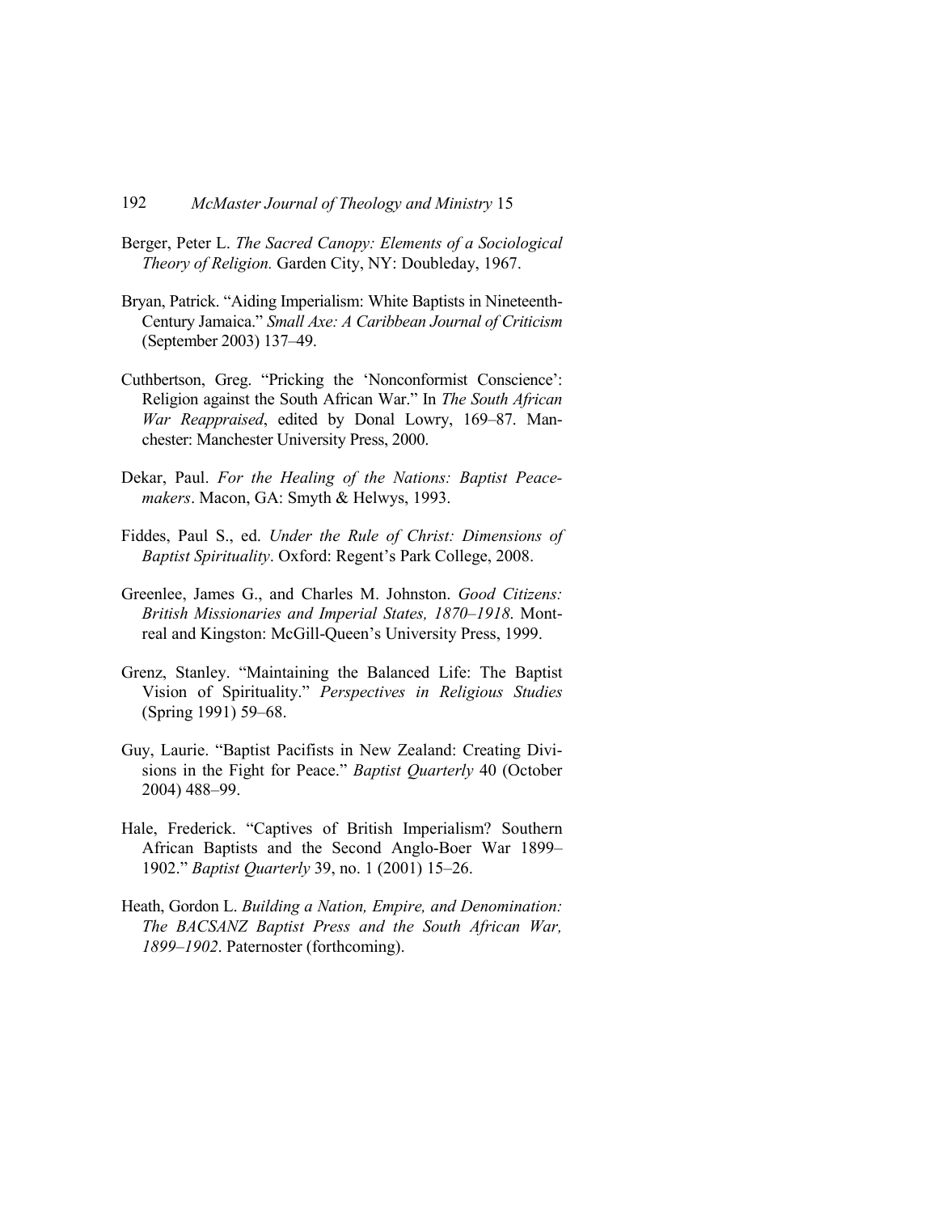Berger, Peter L. *The Sacred Canopy: Elements of a Sociological Theory of Religion.* Garden City, NY: Doubleday, 1967.

Bryan, Patrick. "Aiding Imperialism: White Baptists in Nineteenth-Century Jamaica." *Small Axe: A Caribbean Journal of Criticism* (September 2003) 137–49.

Cuthbertson, Greg. "Pricking the 'Nonconformist Conscience': Religion against the South African War." In *The South African War Reappraised*, edited by Donal Lowry, 169–87. Manchester: Manchester University Press, 2000.

Dekar, Paul. *For the Healing of the Nations: Baptist Peacemakers*. Macon, GA: Smyth & Helwys, 1993.

Fiddes, Paul S., ed. *Under the Rule of Christ: Dimensions of Baptist Spirituality*. Oxford: Regent's Park College, 2008.

Greenlee, James G., and Charles M. Johnston. *Good Citizens: British Missionaries and Imperial States, 1870–1918*. Montreal and Kingston: McGill-Queen's University Press, 1999.

Grenz, Stanley. "Maintaining the Balanced Life: The Baptist Vision of Spirituality." *Perspectives in Religious Studies* (Spring 1991) 59–68.

Guy, Laurie. "Baptist Pacifists in New Zealand: Creating Divisions in the Fight for Peace." *Baptist Quarterly* 40 (October 2004) 488–99.

Hale, Frederick. "Captives of British Imperialism? Southern African Baptists and the Second Anglo-Boer War 1899–1902." *Baptist Quarterly* 39, no. 1 (2001) 15–26.

Heath, Gordon L. *Building a Nation, Empire, and Denomination: The BACSANZ Baptist Press and the South African War, 1899–1902*. Paternoster (forthcoming).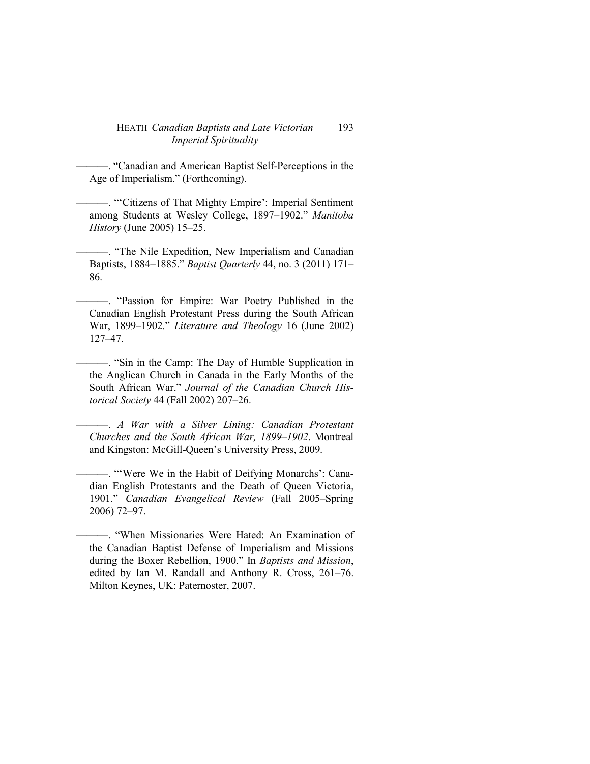———. "Canadian and American Baptist Self-Perceptions in the Age of Imperialism." (Forthcoming).

———. "'Citizens of That Mighty Empire': Imperial Sentiment among Students at Wesley College, 1897–1902." *Manitoba History* (June 2005) 15–25.

———. "The Nile Expedition, New Imperialism and Canadian Baptists, 1884–1885." *Baptist Quarterly* 44, no. 3 (2011) 171–86.

———. "Passion for Empire: War Poetry Published in the Canadian English Protestant Press during the South African War, 1899–1902." *Literature and Theology* 16 (June 2002) 127–47.

———. "Sin in the Camp: The Day of Humble Supplication in the Anglican Church in Canada in the Early Months of the South African War." *Journal of the Canadian Church Historical Society* 44 (Fall 2002) 207–26.

———. *A War with a Silver Lining: Canadian Protestant Churches and the South African War, 1899–1902*. Montreal and Kingston: McGill-Queen's University Press, 2009.

———. "'Were We in the Habit of Deifying Monarchs': Canadian English Protestants and the Death of Queen Victoria, 1901." *Canadian Evangelical Review* (Fall 2005–Spring 2006) 72–97.

———. "When Missionaries Were Hated: An Examination of the Canadian Baptist Defense of Imperialism and Missions during the Boxer Rebellion, 1900." In *Baptists and Mission*, edited by Ian M. Randall and Anthony R. Cross, 261–76. Milton Keynes, UK: Paternoster, 2007.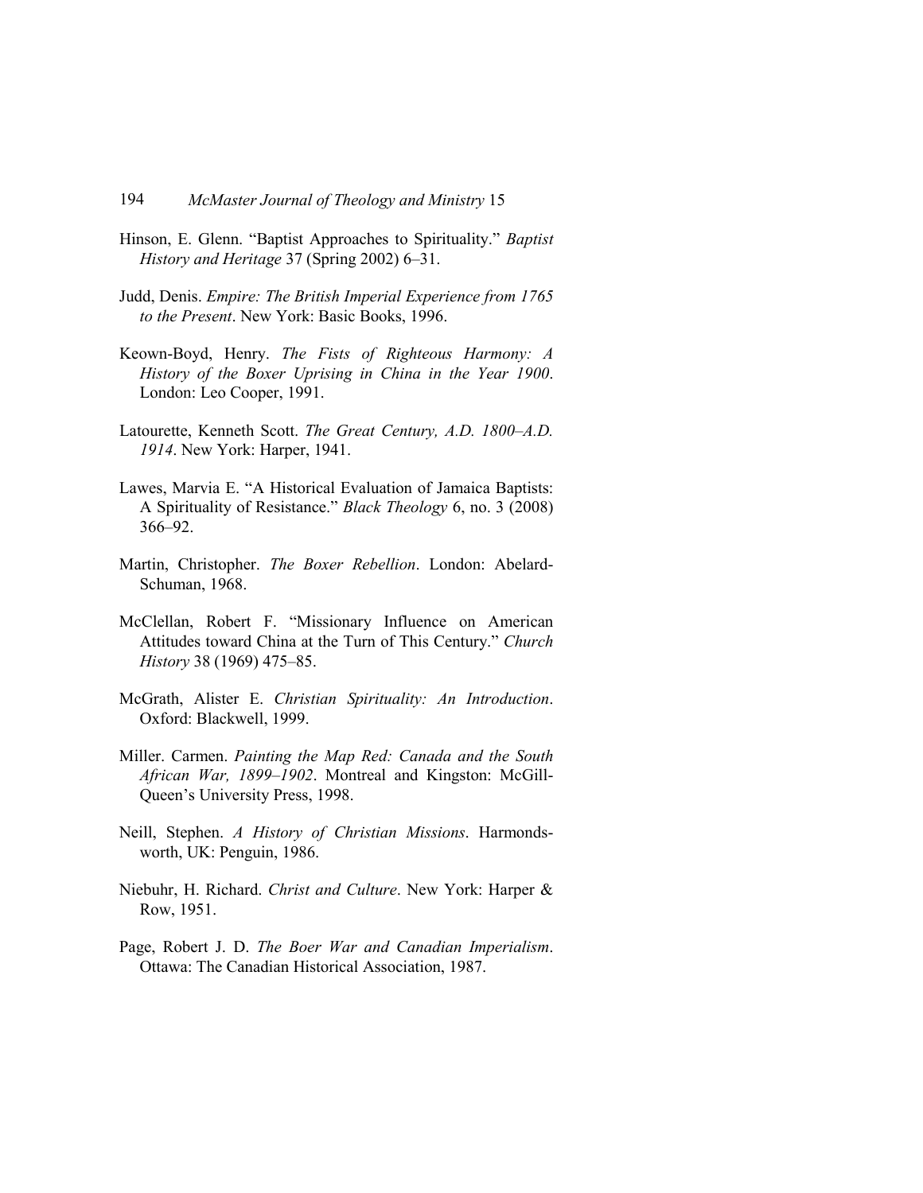Hinson, E. Glenn. “Baptist Approaches to Spirituality.” *Baptist History and Heritage* 37 (Spring 2002) 6–31.

Judd, Denis. *Empire: The British Imperial Experience from 1765 to the Present*. New York: Basic Books, 1996.

Keown-Boyd, Henry. *The Fists of Righteous Harmony: A History of the Boxer Uprising in China in the Year 1900*. London: Leo Cooper, 1991.

Latourette, Kenneth Scott. *The Great Century, A.D. 1800–A.D. 1914*. New York: Harper, 1941.

Lawes, Marvia E. “A Historical Evaluation of Jamaica Baptists: A Spirituality of Resistance.” *Black Theology* 6, no. 3 (2008) 366–92.

Martin, Christopher. *The Boxer Rebellion*. London: Abelard-Schuman, 1968.

McClellan, Robert F. “Missionary Influence on American Attitudes toward China at the Turn of This Century.” *Church History* 38 (1969) 475–85.

McGrath, Alister E. *Christian Spirituality: An Introduction*. Oxford: Blackwell, 1999.

Miller. Carmen. *Painting the Map Red: Canada and the South African War, 1899–1902*. Montreal and Kingston: McGill-Queen’s University Press, 1998.

Neill, Stephen. *A History of Christian Missions*. Harmondsworth, UK: Penguin, 1986.

Niebuhr, H. Richard. *Christ and Culture*. New York: Harper & Row, 1951.

Page, Robert J. D. *The Boer War and Canadian Imperialism*. Ottawa: The Canadian Historical Association, 1987.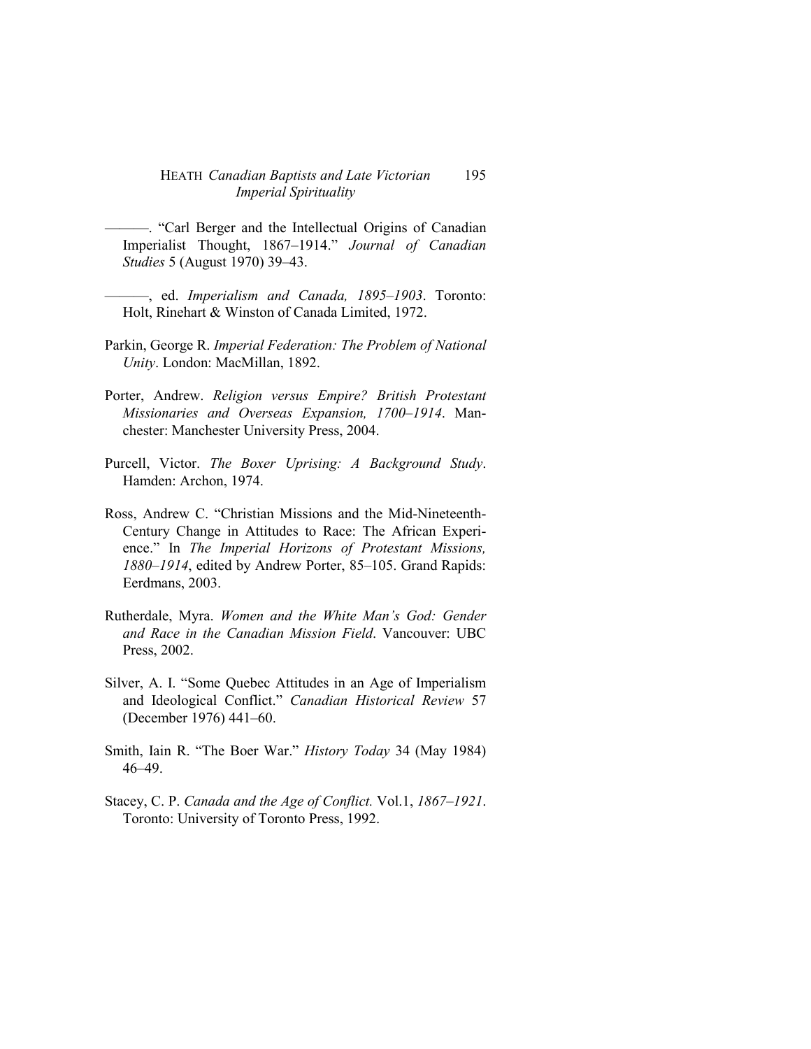———. "Carl Berger and the Intellectual Origins of Canadian Imperialist Thought, 1867–1914." *Journal of Canadian Studies* 5 (August 1970) 39–43.

———, ed. *Imperialism and Canada, 1895–1903*. Toronto: Holt, Rinehart & Winston of Canada Limited, 1972.

Parkin, George R. *Imperial Federation: The Problem of National Unity*. London: MacMillan, 1892.

Porter, Andrew. *Religion versus Empire? British Protestant Missionaries and Overseas Expansion, 1700–1914*. Manchester: Manchester University Press, 2004.

Purcell, Victor. *The Boxer Uprising: A Background Study*. Hamden: Archon, 1974.

Ross, Andrew C. "Christian Missions and the Mid-Nineteenth-Century Change in Attitudes to Race: The African Experience." In *The Imperial Horizons of Protestant Missions, 1880–1914*, edited by Andrew Porter, 85–105. Grand Rapids: Eerdmans, 2003.

Rutherdale, Myra. *Women and the White Man's God: Gender and Race in the Canadian Mission Field*. Vancouver: UBC Press, 2002.

Silver, A. I. "Some Quebec Attitudes in an Age of Imperialism and Ideological Conflict." *Canadian Historical Review* 57 (December 1976) 441–60.

Smith, Iain R. "The Boer War." *History Today* 34 (May 1984) 46–49.

Stacey, C. P. *Canada and the Age of Conflict.* Vol.1, *1867–1921*. Toronto: University of Toronto Press, 1992.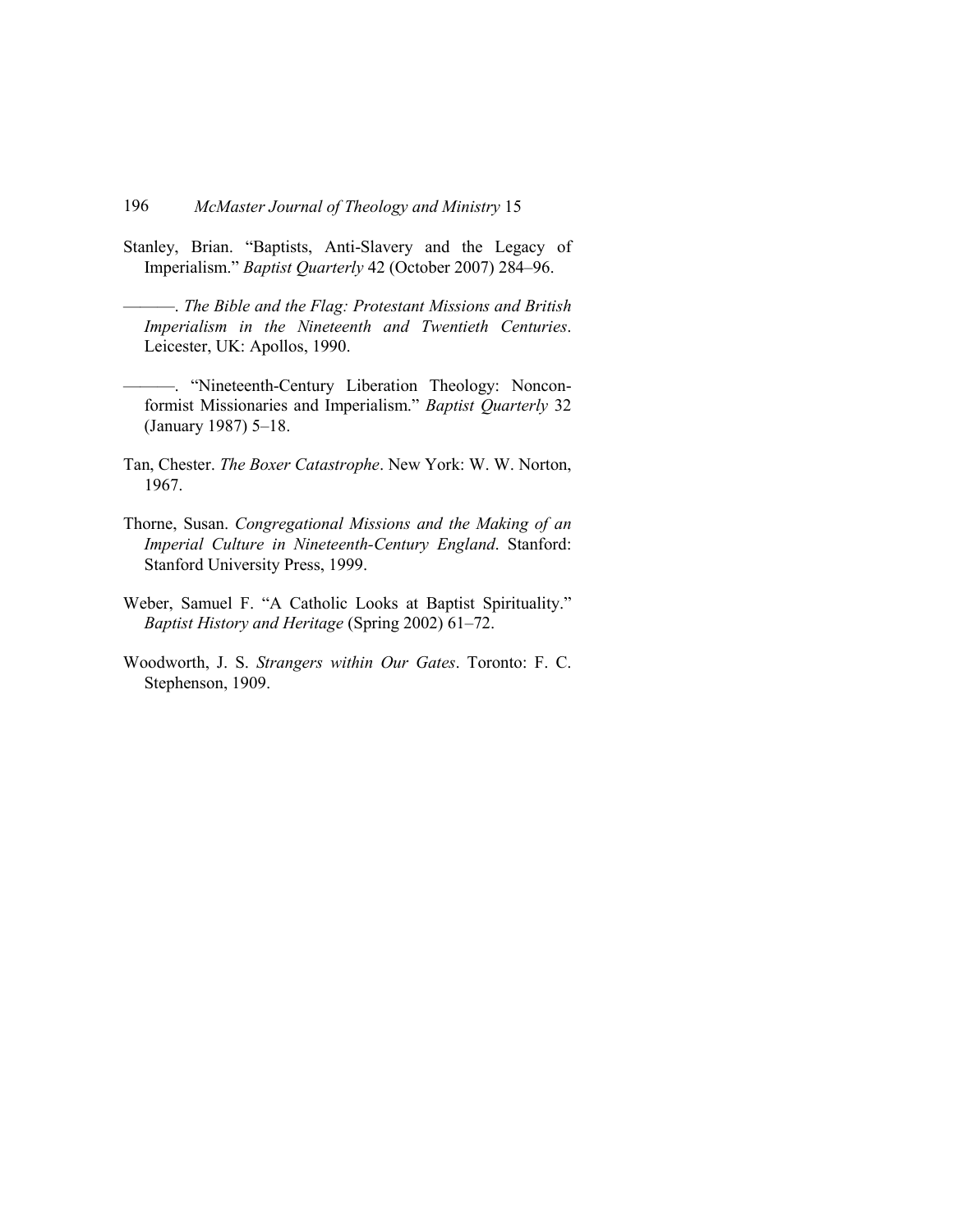Stanley, Brian. "Baptists, Anti-Slavery and the Legacy of Imperialism." *Baptist Quarterly* 42 (October 2007) 284–96.

———. *The Bible and the Flag: Protestant Missions and British Imperialism in the Nineteenth and Twentieth Centuries*. Leicester, UK: Apollos, 1990.

———. "Nineteenth-Century Liberation Theology: Nonconformist Missionaries and Imperialism." *Baptist Quarterly* 32 (January 1987) 5–18.

Tan, Chester. *The Boxer Catastrophe*. New York: W. W. Norton, 1967.

Thorne, Susan. *Congregational Missions and the Making of an Imperial Culture in Nineteenth-Century England*. Stanford: Stanford University Press, 1999.

Weber, Samuel F. "A Catholic Looks at Baptist Spirituality." *Baptist History and Heritage* (Spring 2002) 61–72.

Woodworth, J. S. *Strangers within Our Gates*. Toronto: F. C. Stephenson, 1909.